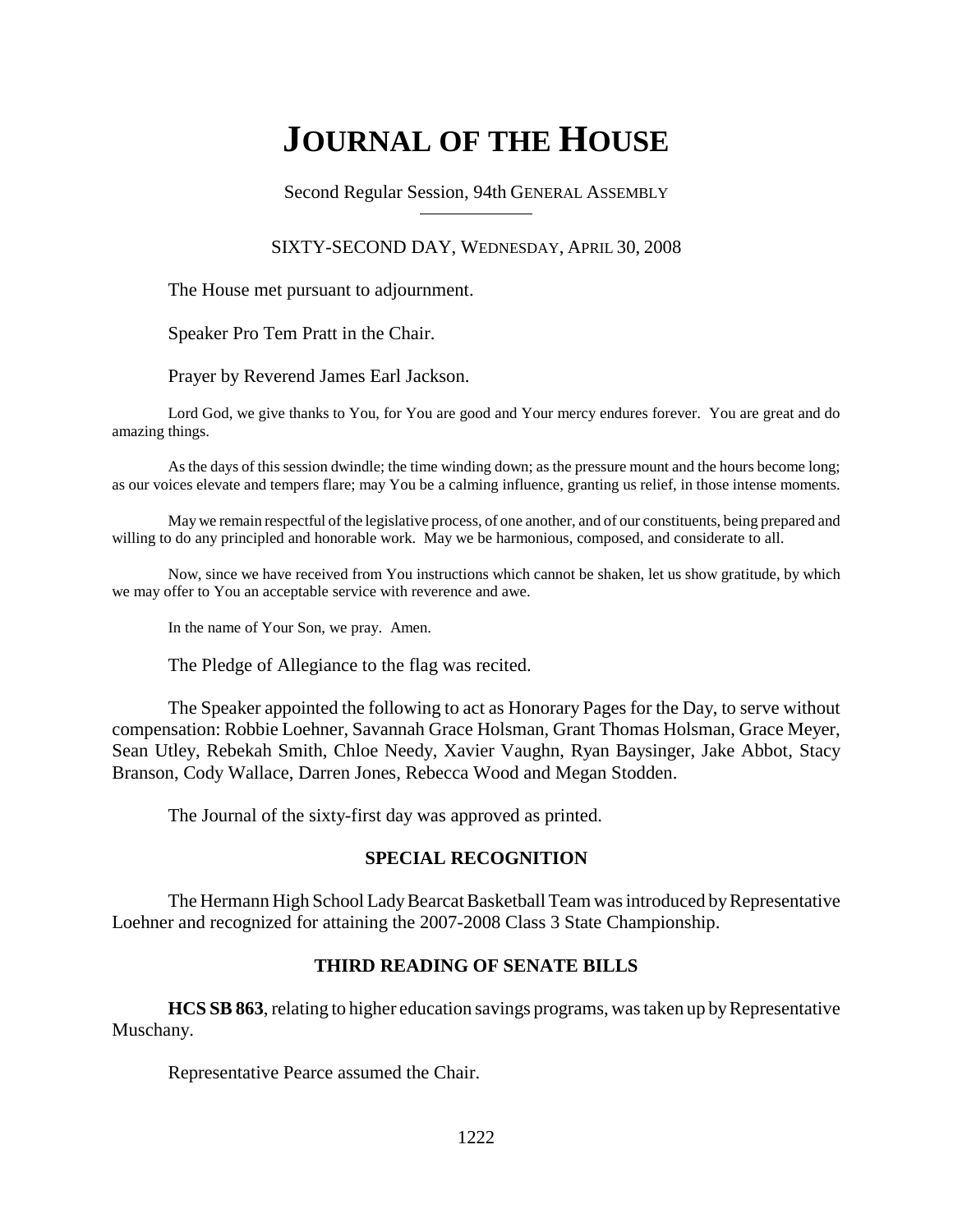# JOURNAL OF THE HOUSE

Second Regular Session, 94th GENERAL ASSEMBLY

SIXTY-SECOND DAY, WEDNESDAY, APRIL 30, 2008

The House met pursuant to adjournment.

Speaker Pro Tem Pratt in the Chair.

Prayer by Reverend James Earl Jackson.

Lord God, we give thanks to You, for You are good and Your mercy endures forever. You are great and do amazing things.

As the days of this session dwindle; the time winding down; as the pressure mount and the hours become long; as our voices elevate and tempers flare; may You be a calming influence, granting us relief, in those intense moments.

May we remain respectful of the legislative process, of one another, and of our constituents, being prepared and willing to do any principled and honorable work. May we be harmonious, composed, and considerate to all.

Now, since we have received from You instructions which cannot be shaken, let us show gratitude, by which we may offer to You an acceptable service with reverence and awe.

In the name of Your Son, we pray. Amen.

The Pledge of Allegiance to the flag was recited.

The Speaker appointed the following to act as Honorary Pages for the Day, to serve without compensation: Robbie Loehner, Savannah Grace Holsman, Grant Thomas Holsman, Grace Meyer, Sean Utley, Rebekah Smith, Chloe Needy, Xavier Vaughn, Ryan Baysinger, Jake Abbot, Stacy Branson, Cody Wallace, Darren Jones, Rebecca Wood and Megan Stodden.

The Journal of the sixty-first day was approved as printed.

## SPECIAL RECOGNITION

The Hermann High School Lady Bearcat Basketball Team was introduced by Representative Loehner and recognized for attaining the 2007-2008 Class 3 State Championship.

## THIRD READING OF SENATE BILLS

**HCS SB 863**, relating to higher education savings programs, was taken up by Representative Muschany.

Representative Pearce assumed the Chair.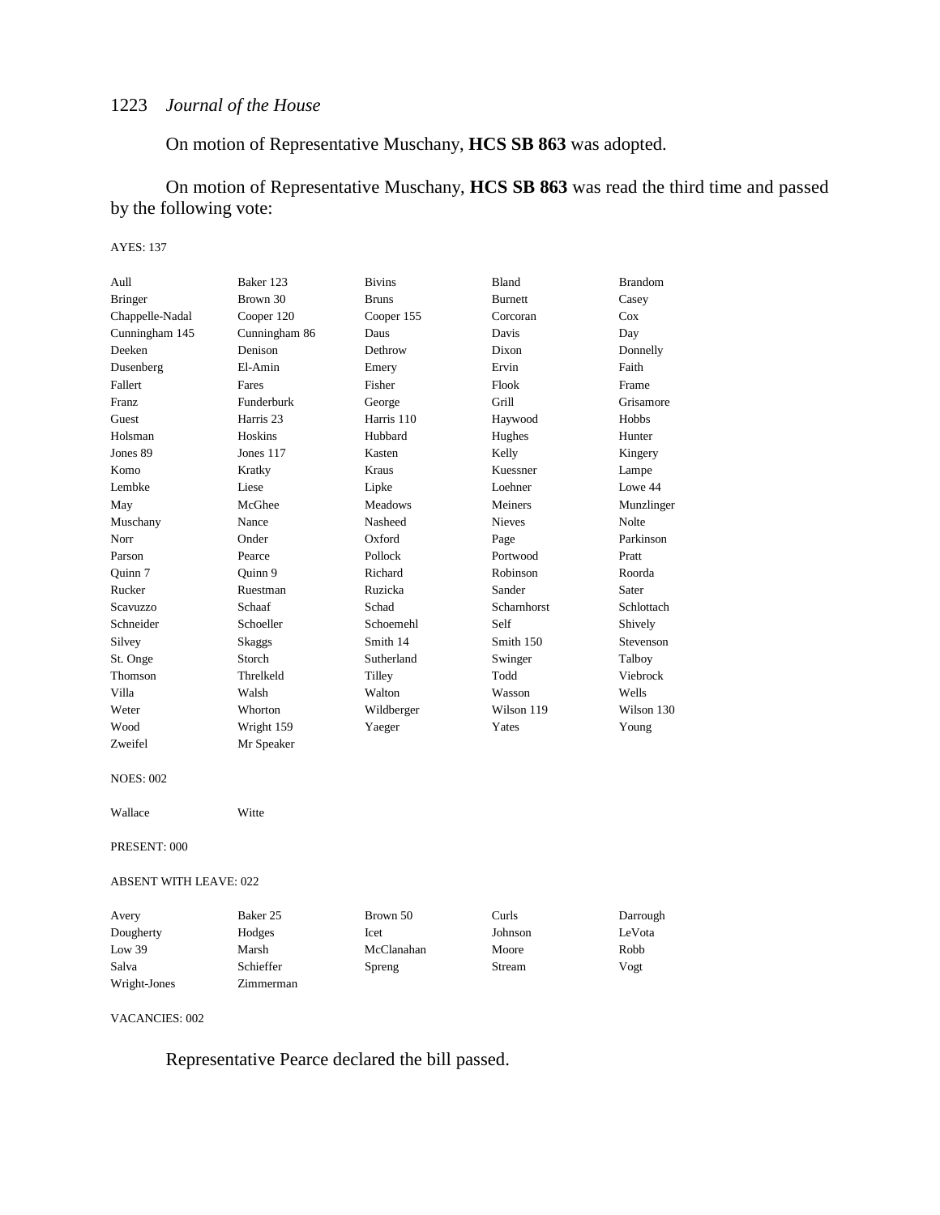On motion of Representative Muschany, **HCS SB 863** was adopted.

On motion of Representative Muschany, **HCS SB 863** was read the third time and passed by the following vote:

AYES: 137

| | | | | |
|---|---|---|---|---|
| Aull | Baker 123 | Bivins | Bland | Brandom |
| Bringer | Brown 30 | Bruns | Burnett | Casey |
| Chappelle-Nadal | Cooper 120 | Cooper 155 | Corcoran | Cox |
| Cunningham 145 | Cunningham 86 | Daus | Davis | Day |
| Deeken | Denison | Dethrow | Dixon | Donnelly |
| Dusenberg | El-Amin | Emery | Ervin | Faith |
| Fallert | Fares | Fisher | Flook | Frame |
| Franz | Funderburk | George | Grill | Grisamore |
| Guest | Harris 23 | Harris 110 | Haywood | Hobbs |
| Holsman | Hoskins | Hubbard | Hughes | Hunter |
| Jones 89 | Jones 117 | Kasten | Kelly | Kingery |
| Komo | Kratky | Kraus | Kuessner | Lampe |
| Lembke | Liese | Lipke | Loehner | Lowe 44 |
| May | McGhee | Meadows | Meiners | Munzlinger |
| Muschany | Nance | Nasheed | Nieves | Nolte |
| Norr | Onder | Oxford | Page | Parkinson |
| Parson | Pearce | Pollock | Portwood | Pratt |
| Quinn 7 | Quinn 9 | Richard | Robinson | Roorda |
| Rucker | Ruestman | Ruzicka | Sander | Sater |
| Scavuzzo | Schaaf | Schad | Scharnhorst | Schlottach |
| Schneider | Schoeller | Schoemehl | Self | Shively |
| Silvey | Skaggs | Smith 14 | Smith 150 | Stevenson |
| St. Onge | Storch | Sutherland | Swinger | Talboy |
| Thomson | Threlkeld | Tilley | Todd | Viebrock |
| Villa | Walsh | Walton | Wasson | Wells |
| Weter | Whorton | Wildberger | Wilson 119 | Wilson 130 |
| Wood | Wright 159 | Yaeger | Yates | Young |
| Zweifel | Mr Speaker | | | |

NOES: 002

| | |
|---|---|
| Wallace | Witte |

PRESENT: 000

ABSENT WITH LEAVE: 022

| | | | | |
|---|---|---|---|---|
| Avery | Baker 25 | Brown 50 | Curls | Darrough |
| Dougherty | Hodges | Icet | Johnson | LeVota |
| Low 39 | Marsh | McClanahan | Moore | Robb |
| Salva | Schieffer | Spreng | Stream | Vogt |
| Wright-Jones | Zimmerman | | | |

VACANCIES: 002

Representative Pearce declared the bill passed.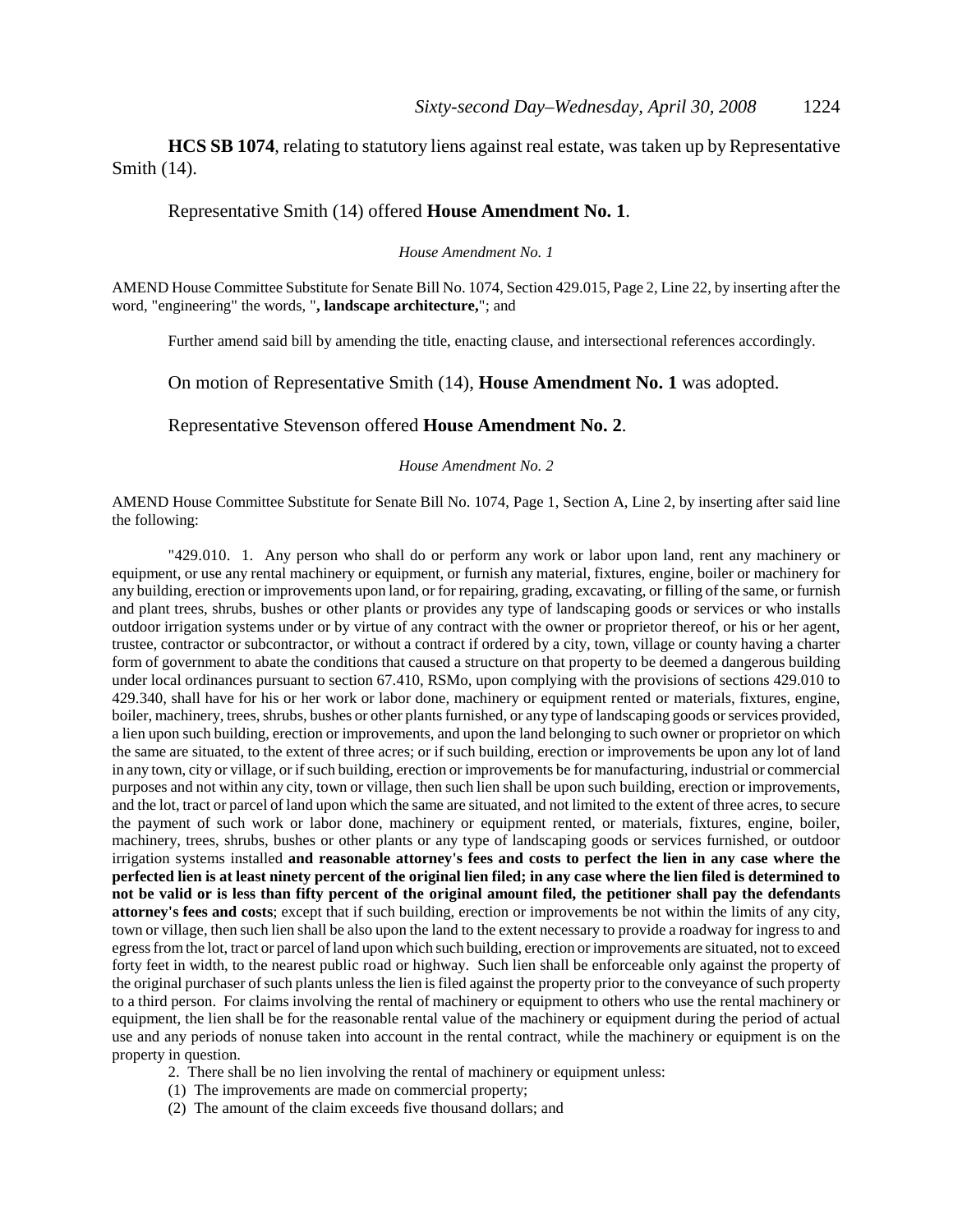**HCS SB 1074**, relating to statutory liens against real estate, was taken up by Representative Smith (14).

Representative Smith (14) offered **House Amendment No. 1**.

*House Amendment No. 1*

AMEND House Committee Substitute for Senate Bill No. 1074, Section 429.015, Page 2, Line 22, by inserting after the word, "engineering" the words, "**, landscape architecture,**"; and

Further amend said bill by amending the title, enacting clause, and intersectional references accordingly.

On motion of Representative Smith (14), **House Amendment No. 1** was adopted.

Representative Stevenson offered **House Amendment No. 2**.

*House Amendment No. 2*

AMEND House Committee Substitute for Senate Bill No. 1074, Page 1, Section A, Line 2, by inserting after said line the following:

"429.010. 1. Any person who shall do or perform any work or labor upon land, rent any machinery or equipment, or use any rental machinery or equipment, or furnish any material, fixtures, engine, boiler or machinery for any building, erection or improvements upon land, or for repairing, grading, excavating, or filling of the same, or furnish and plant trees, shrubs, bushes or other plants or provides any type of landscaping goods or services or who installs outdoor irrigation systems under or by virtue of any contract with the owner or proprietor thereof, or his or her agent, trustee, contractor or subcontractor, or without a contract if ordered by a city, town, village or county having a charter form of government to abate the conditions that caused a structure on that property to be deemed a dangerous building under local ordinances pursuant to section 67.410, RSMo, upon complying with the provisions of sections 429.010 to 429.340, shall have for his or her work or labor done, machinery or equipment rented or materials, fixtures, engine, boiler, machinery, trees, shrubs, bushes or other plants furnished, or any type of landscaping goods or services provided, a lien upon such building, erection or improvements, and upon the land belonging to such owner or proprietor on which the same are situated, to the extent of three acres; or if such building, erection or improvements be upon any lot of land in any town, city or village, or if such building, erection or improvements be for manufacturing, industrial or commercial purposes and not within any city, town or village, then such lien shall be upon such building, erection or improvements, and the lot, tract or parcel of land upon which the same are situated, and not limited to the extent of three acres, to secure the payment of such work or labor done, machinery or equipment rented, or materials, fixtures, engine, boiler, machinery, trees, shrubs, bushes or other plants or any type of landscaping goods or services furnished, or outdoor irrigation systems installed **and reasonable attorney's fees and costs to perfect the lien in any case where the perfected lien is at least ninety percent of the original lien filed; in any case where the lien filed is determined to not be valid or is less than fifty percent of the original amount filed, the petitioner shall pay the defendants attorney's fees and costs**; except that if such building, erection or improvements be not within the limits of any city, town or village, then such lien shall be also upon the land to the extent necessary to provide a roadway for ingress to and egress from the lot, tract or parcel of land upon which such building, erection or improvements are situated, not to exceed forty feet in width, to the nearest public road or highway. Such lien shall be enforceable only against the property of the original purchaser of such plants unless the lien is filed against the property prior to the conveyance of such property to a third person. For claims involving the rental of machinery or equipment to others who use the rental machinery or equipment, the lien shall be for the reasonable rental value of the machinery or equipment during the period of actual use and any periods of nonuse taken into account in the rental contract, while the machinery or equipment is on the property in question.

2. There shall be no lien involving the rental of machinery or equipment unless:

(1) The improvements are made on commercial property;

(2) The amount of the claim exceeds five thousand dollars; and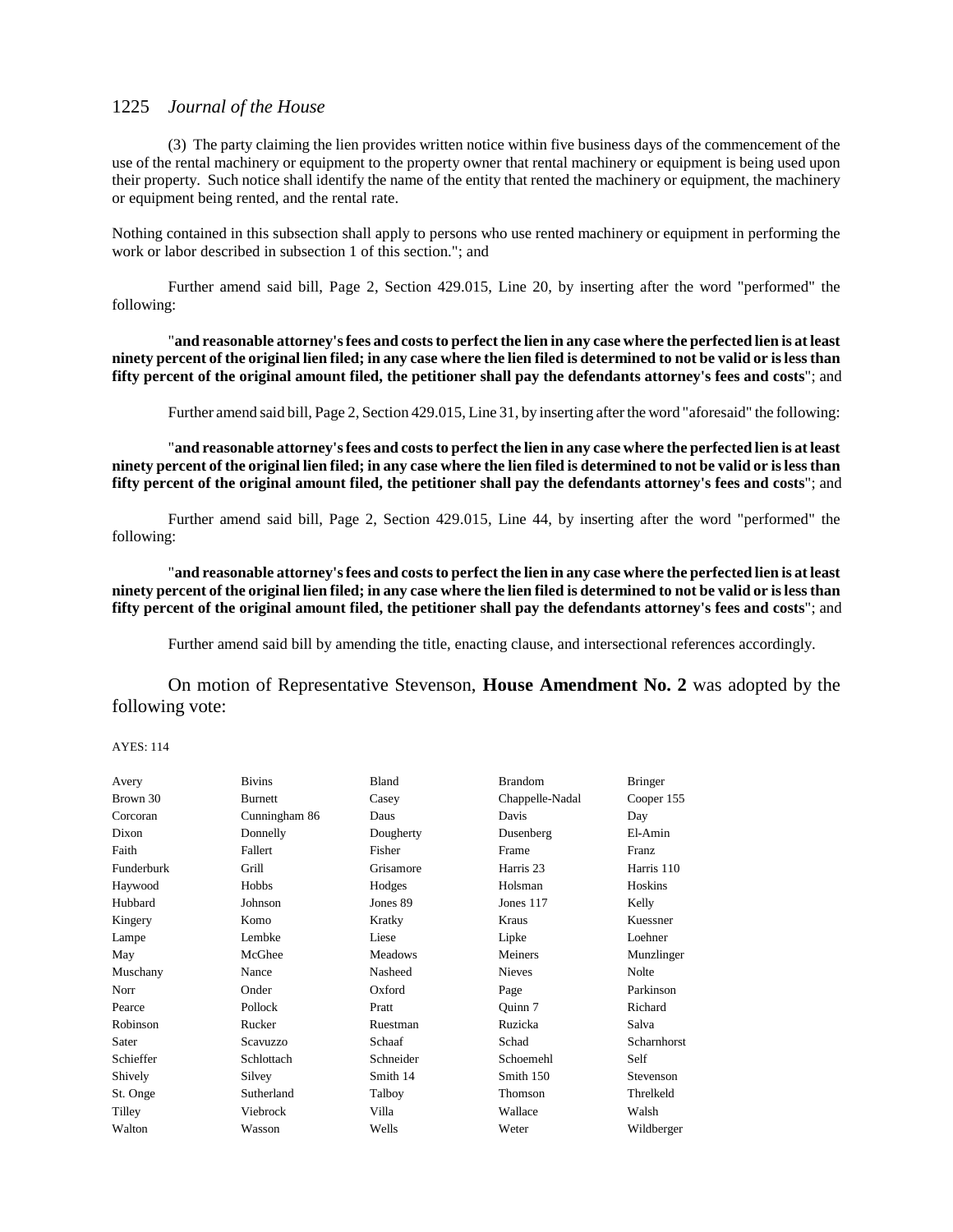(3) The party claiming the lien provides written notice within five business days of the commencement of the use of the rental machinery or equipment to the property owner that rental machinery or equipment is being used upon their property. Such notice shall identify the name of the entity that rented the machinery or equipment, the machinery or equipment being rented, and the rental rate.

Nothing contained in this subsection shall apply to persons who use rented machinery or equipment in performing the work or labor described in subsection 1 of this section."; and

Further amend said bill, Page 2, Section 429.015, Line 20, by inserting after the word "performed" the following:

"**and reasonable attorney's fees and costs to perfect the lien in any case where the perfected lien is at least ninety percent of the original lien filed; in any case where the lien filed is determined to not be valid or is less than fifty percent of the original amount filed, the petitioner shall pay the defendants attorney's fees and costs**"; and

Further amend said bill, Page 2, Section 429.015, Line 31, by inserting after the word "aforesaid" the following:

"**and reasonable attorney's fees and costs to perfect the lien in any case where the perfected lien is at least ninety percent of the original lien filed; in any case where the lien filed is determined to not be valid or is less than fifty percent of the original amount filed, the petitioner shall pay the defendants attorney's fees and costs**"; and

Further amend said bill, Page 2, Section 429.015, Line 44, by inserting after the word "performed" the following:

"**and reasonable attorney's fees and costs to perfect the lien in any case where the perfected lien is at least ninety percent of the original lien filed; in any case where the lien filed is determined to not be valid or is less than fifty percent of the original amount filed, the petitioner shall pay the defendants attorney's fees and costs**"; and

Further amend said bill by amending the title, enacting clause, and intersectional references accordingly.

On motion of Representative Stevenson, **House Amendment No. 2** was adopted by the following vote:

AYES: 114

| | | | | |
|---|---|---|---|---|
| Avery | Bivins | Bland | Brandom | Bringer |
| Brown 30 | Burnett | Casey | Chappelle-Nadal | Cooper 155 |
| Corcoran | Cunningham 86 | Daus | Davis | Day |
| Dixon | Donnelly | Dougherty | Dusenberg | El-Amin |
| Faith | Fallert | Fisher | Frame | Franz |
| Funderburk | Grill | Grisamore | Harris 23 | Harris 110 |
| Haywood | Hobbs | Hodges | Holsman | Hoskins |
| Hubbard | Johnson | Jones 89 | Jones 117 | Kelly |
| Kingery | Komo | Kratky | Kraus | Kuessner |
| Lampe | Lembke | Liese | Lipke | Loehner |
| May | McGhee | Meadows | Meiners | Munzlinger |
| Muschany | Nance | Nasheed | Nieves | Nolte |
| Norr | Onder | Oxford | Page | Parkinson |
| Pearce | Pollock | Pratt | Quinn 7 | Richard |
| Robinson | Rucker | Ruestman | Ruzicka | Salva |
| Sater | Scavuzzo | Schaaf | Schad | Scharnhorst |
| Schieffer | Schlottach | Schneider | Schoemehl | Self |
| Shively | Silvey | Smith 14 | Smith 150 | Stevenson |
| St. Onge | Sutherland | Talboy | Thomson | Threlkeld |
| Tilley | Viebrock | Villa | Wallace | Walsh |
| Walton | Wasson | Wells | Weter | Wildberger |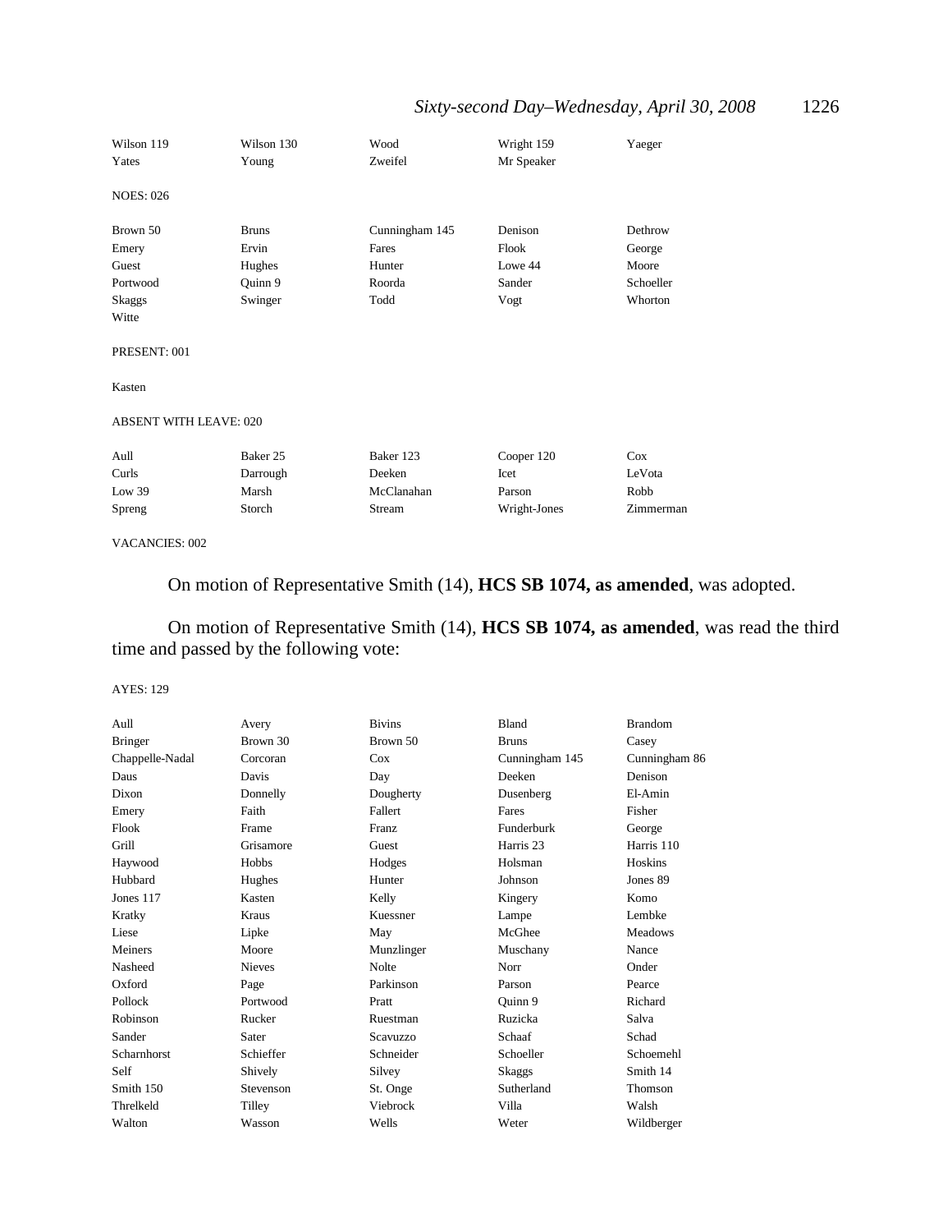| | | | | |
|---|---|---|---|---|
| Wilson 119 | Wilson 130 | Wood | Wright 159 | Yaeger |
| Yates | Young | Zweifel | Mr Speaker | |

NOES: 026

| | | | | |
|---|---|---|---|---|
| Brown 50 | Bruns | Cunningham 145 | Denison | Dethrow |
| Emery | Ervin | Fares | Flook | George |
| Guest | Hughes | Hunter | Lowe 44 | Moore |
| Portwood | Quinn 9 | Roorda | Sander | Schoeller |
| Skaggs | Swinger | Todd | Vogt | Whorton |
| Witte | | | | |

PRESENT: 001

Kasten

ABSENT WITH LEAVE: 020

| | | | | |
|---|---|---|---|---|
| Aull | Baker 25 | Baker 123 | Cooper 120 | Cox |
| Curls | Darrough | Deeken | Icet | LeVota |
| Low 39 | Marsh | McClanahan | Parson | Robb |
| Spreng | Storch | Stream | Wright-Jones | Zimmerman |

VACANCIES: 002

On motion of Representative Smith (14), **HCS SB 1074, as amended**, was adopted.

On motion of Representative Smith (14), **HCS SB 1074, as amended**, was read the third time and passed by the following vote:

AYES: 129

| | | | | |
|---|---|---|---|---|
| Aull | Avery | Bivins | Bland | Brandom |
| Bringer | Brown 30 | Brown 50 | Bruns | Casey |
| Chappelle-Nadal | Corcoran | Cox | Cunningham 145 | Cunningham 86 |
| Daus | Davis | Day | Deeken | Denison |
| Dixon | Donnelly | Dougherty | Dusenberg | El-Amin |
| Emery | Faith | Fallert | Fares | Fisher |
| Flook | Frame | Franz | Funderburk | George |
| Grill | Grisamore | Guest | Harris 23 | Harris 110 |
| Haywood | Hobbs | Hodges | Holsman | Hoskins |
| Hubbard | Hughes | Hunter | Johnson | Jones 89 |
| Jones 117 | Kasten | Kelly | Kingery | Komo |
| Kratky | Kraus | Kuessner | Lampe | Lembke |
| Liese | Lipke | May | McGhee | Meadows |
| Meiners | Moore | Munzlinger | Muschany | Nance |
| Nasheed | Nieves | Nolte | Norr | Onder |
| Oxford | Page | Parkinson | Parson | Pearce |
| Pollock | Portwood | Pratt | Quinn 9 | Richard |
| Robinson | Rucker | Ruestman | Ruzicka | Salva |
| Sander | Sater | Scavuzzo | Schaaf | Schad |
| Scharnhorst | Schieffer | Schneider | Schoeller | Schoemehl |
| Self | Shively | Silvey | Skaggs | Smith 14 |
| Smith 150 | Stevenson | St. Onge | Sutherland | Thomson |
| Threlkeld | Tilley | Viebrock | Villa | Walsh |
| Walton | Wasson | Wells | Weter | Wildberger |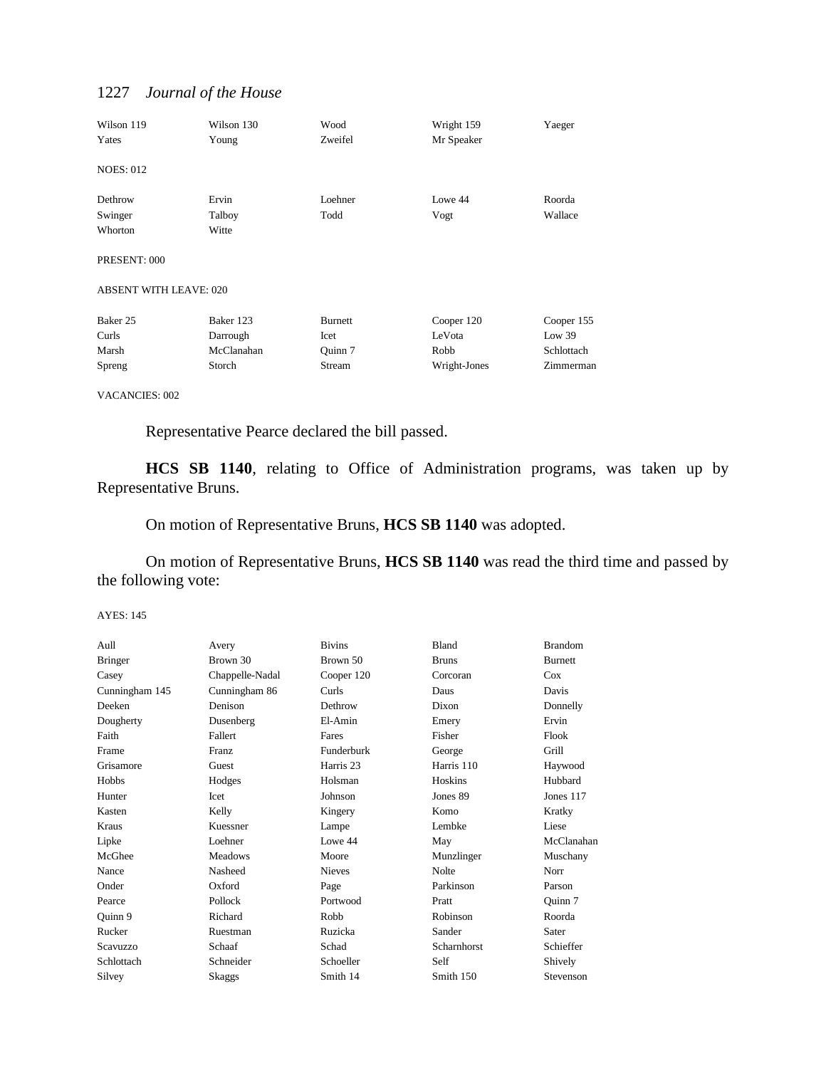| | | | | |
|---|---|---|---|---|
| Wilson 119 | Wilson 130 | Wood | Wright 159 | Yaeger |
| Yates | Young | Zweifel | Mr Speaker | |

NOES: 012

| | | | | |
|---|---|---|---|---|
| Dethrow | Ervin | Loehner | Lowe 44 | Roorda |
| Swinger | Talboy | Todd | Vogt | Wallace |
| Whorton | Witte | | | |

PRESENT: 000

ABSENT WITH LEAVE: 020

| | | | | |
|---|---|---|---|---|
| Baker 25 | Baker 123 | Burnett | Cooper 120 | Cooper 155 |
| Curls | Darrough | Icet | LeVota | Low 39 |
| Marsh | McClanahan | Quinn 7 | Robb | Schlottach |
| Spreng | Storch | Stream | Wright-Jones | Zimmerman |

VACANCIES: 002

Representative Pearce declared the bill passed.

**HCS SB 1140**, relating to Office of Administration programs, was taken up by Representative Bruns.

On motion of Representative Bruns, **HCS SB 1140** was adopted.

On motion of Representative Bruns, **HCS SB 1140** was read the third time and passed by the following vote:

AYES: 145

| | | | | |
|---|---|---|---|---|
| Aull | Avery | Bivins | Bland | Brandom |
| Bringer | Brown 30 | Brown 50 | Bruns | Burnett |
| Casey | Chappelle-Nadal | Cooper 120 | Corcoran | Cox |
| Cunningham 145 | Cunningham 86 | Curls | Daus | Davis |
| Deeken | Denison | Dethrow | Dixon | Donnelly |
| Dougherty | Dusenberg | El-Amin | Emery | Ervin |
| Faith | Fallert | Fares | Fisher | Flook |
| Frame | Franz | Funderburk | George | Grill |
| Grisamore | Guest | Harris 23 | Harris 110 | Haywood |
| Hobbs | Hodges | Holsman | Hoskins | Hubbard |
| Hunter | Icet | Johnson | Jones 89 | Jones 117 |
| Kasten | Kelly | Kingery | Komo | Kratky |
| Kraus | Kuessner | Lampe | Lembke | Liese |
| Lipke | Loehner | Lowe 44 | May | McClanahan |
| McGhee | Meadows | Moore | Munzlinger | Muschany |
| Nance | Nasheed | Nieves | Nolte | Norr |
| Onder | Oxford | Page | Parkinson | Parson |
| Pearce | Pollock | Portwood | Pratt | Quinn 7 |
| Quinn 9 | Richard | Robb | Robinson | Roorda |
| Rucker | Ruestman | Ruzicka | Sander | Sater |
| Scavuzzo | Schaaf | Schad | Scharnhorst | Schieffer |
| Schlottach | Schneider | Schoeller | Self | Shively |
| Silvey | Skaggs | Smith 14 | Smith 150 | Stevenson |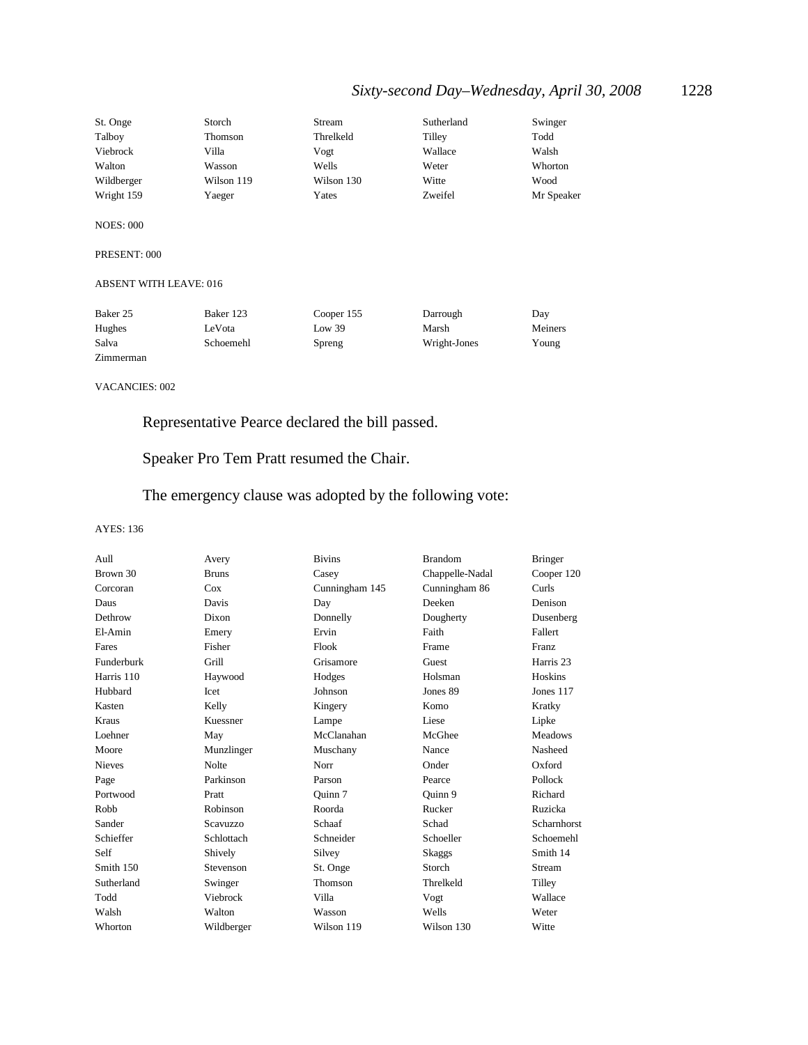| | | | | |
|---|---|---|---|---|
| St. Onge | Storch | Stream | Sutherland | Swinger |
| Talboy | Thomson | Threlkeld | Tilley | Todd |
| Viebrock | Villa | Vogt | Wallace | Walsh |
| Walton | Wasson | Wells | Weter | Whorton |
| Wildberger | Wilson 119 | Wilson 130 | Witte | Wood |
| Wright 159 | Yaeger | Yates | Zweifel | Mr Speaker |

NOES: 000

PRESENT: 000

ABSENT WITH LEAVE: 016

| | | | | |
|---|---|---|---|---|
| Baker 25 | Baker 123 | Cooper 155 | Darrough | Day |
| Hughes | LeVota | Low 39 | Marsh | Meiners |
| Salva | Schoemehl | Spreng | Wright-Jones | Young |
| Zimmerman | | | | |

VACANCIES: 002

Representative Pearce declared the bill passed.

Speaker Pro Tem Pratt resumed the Chair.

The emergency clause was adopted by the following vote:

AYES: 136

| | | | | |
|---|---|---|---|---|
| Aull | Avery | Bivins | Brandom | Bringer |
| Brown 30 | Bruns | Casey | Chappelle-Nadal | Cooper 120 |
| Corcoran | Cox | Cunningham 145 | Cunningham 86 | Curls |
| Daus | Davis | Day | Deeken | Denison |
| Dethrow | Dixon | Donnelly | Dougherty | Dusenberg |
| El-Amin | Emery | Ervin | Faith | Fallert |
| Fares | Fisher | Flook | Frame | Franz |
| Funderburk | Grill | Grisamore | Guest | Harris 23 |
| Harris 110 | Haywood | Hodges | Holsman | Hoskins |
| Hubbard | Icet | Johnson | Jones 89 | Jones 117 |
| Kasten | Kelly | Kingery | Komo | Kratky |
| Kraus | Kuessner | Lampe | Liese | Lipke |
| Loehner | May | McClanahan | McGhee | Meadows |
| Moore | Munzlinger | Muschany | Nance | Nasheed |
| Nieves | Nolte | Norr | Onder | Oxford |
| Page | Parkinson | Parson | Pearce | Pollock |
| Portwood | Pratt | Quinn 7 | Quinn 9 | Richard |
| Robb | Robinson | Roorda | Rucker | Ruzicka |
| Sander | Scavuzzo | Schaaf | Schad | Scharnhorst |
| Schieffer | Schlottach | Schneider | Schoeller | Schoemehl |
| Self | Shively | Silvey | Skaggs | Smith 14 |
| Smith 150 | Stevenson | St. Onge | Storch | Stream |
| Sutherland | Swinger | Thomson | Threlkeld | Tilley |
| Todd | Viebrock | Villa | Vogt | Wallace |
| Walsh | Walton | Wasson | Wells | Weter |
| Whorton | Wildberger | Wilson 119 | Wilson 130 | Witte |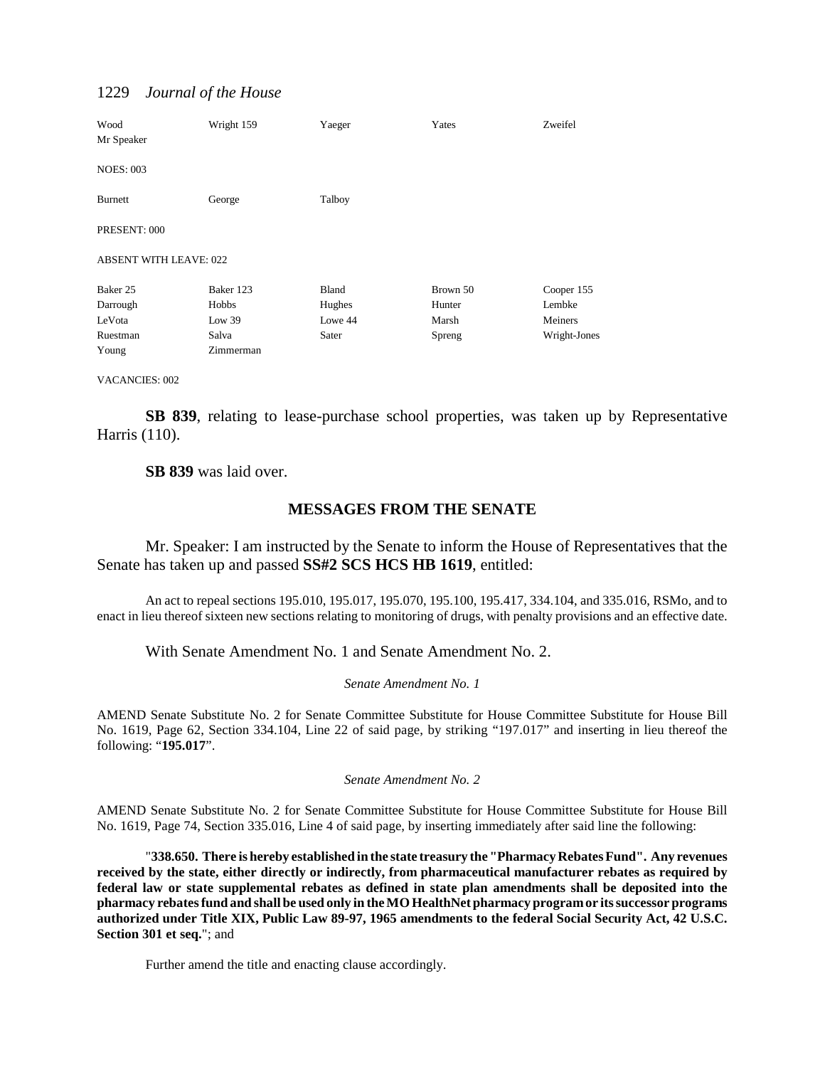| | | | | |
|---|---|---|---|---|
| Wood | Wright 159 | Yaeger | Yates | Zweifel |
| Mr Speaker | | | | |

NOES: 003

| | | |
|---|---|---|
| Burnett | George | Talboy |

PRESENT: 000

ABSENT WITH LEAVE: 022

| | | | | |
|---|---|---|---|---|
| Baker 25 | Baker 123 | Bland | Brown 50 | Cooper 155 |
| Darrough | Hobbs | Hughes | Hunter | Lembke |
| LeVota | Low 39 | Lowe 44 | Marsh | Meiners |
| Ruestman | Salva | Sater | Spreng | Wright-Jones |
| Young | Zimmerman | | | |

VACANCIES: 002

**SB 839**, relating to lease-purchase school properties, was taken up by Representative Harris (110).

**SB 839** was laid over.

## MESSAGES FROM THE SENATE

Mr. Speaker: I am instructed by the Senate to inform the House of Representatives that the Senate has taken up and passed **SS#2 SCS HCS HB 1619**, entitled:

An act to repeal sections 195.010, 195.017, 195.070, 195.100, 195.417, 334.104, and 335.016, RSMo, and to enact in lieu thereof sixteen new sections relating to monitoring of drugs, with penalty provisions and an effective date.

With Senate Amendment No. 1 and Senate Amendment No. 2.

*Senate Amendment No. 1*

AMEND Senate Substitute No. 2 for Senate Committee Substitute for House Committee Substitute for House Bill No. 1619, Page 62, Section 334.104, Line 22 of said page, by striking "197.017" and inserting in lieu thereof the following: "**195.017**".

*Senate Amendment No. 2*

AMEND Senate Substitute No. 2 for Senate Committee Substitute for House Committee Substitute for House Bill No. 1619, Page 74, Section 335.016, Line 4 of said page, by inserting immediately after said line the following:

"**338.650. There is hereby established in the state treasury the "Pharmacy Rebates Fund". Any revenues received by the state, either directly or indirectly, from pharmaceutical manufacturer rebates as required by federal law or state supplemental rebates as defined in state plan amendments shall be deposited into the pharmacy rebates fund and shall be used only in the MO HealthNet pharmacy program or its successor programs authorized under Title XIX, Public Law 89-97, 1965 amendments to the federal Social Security Act, 42 U.S.C. Section 301 et seq.**"; and

Further amend the title and enacting clause accordingly.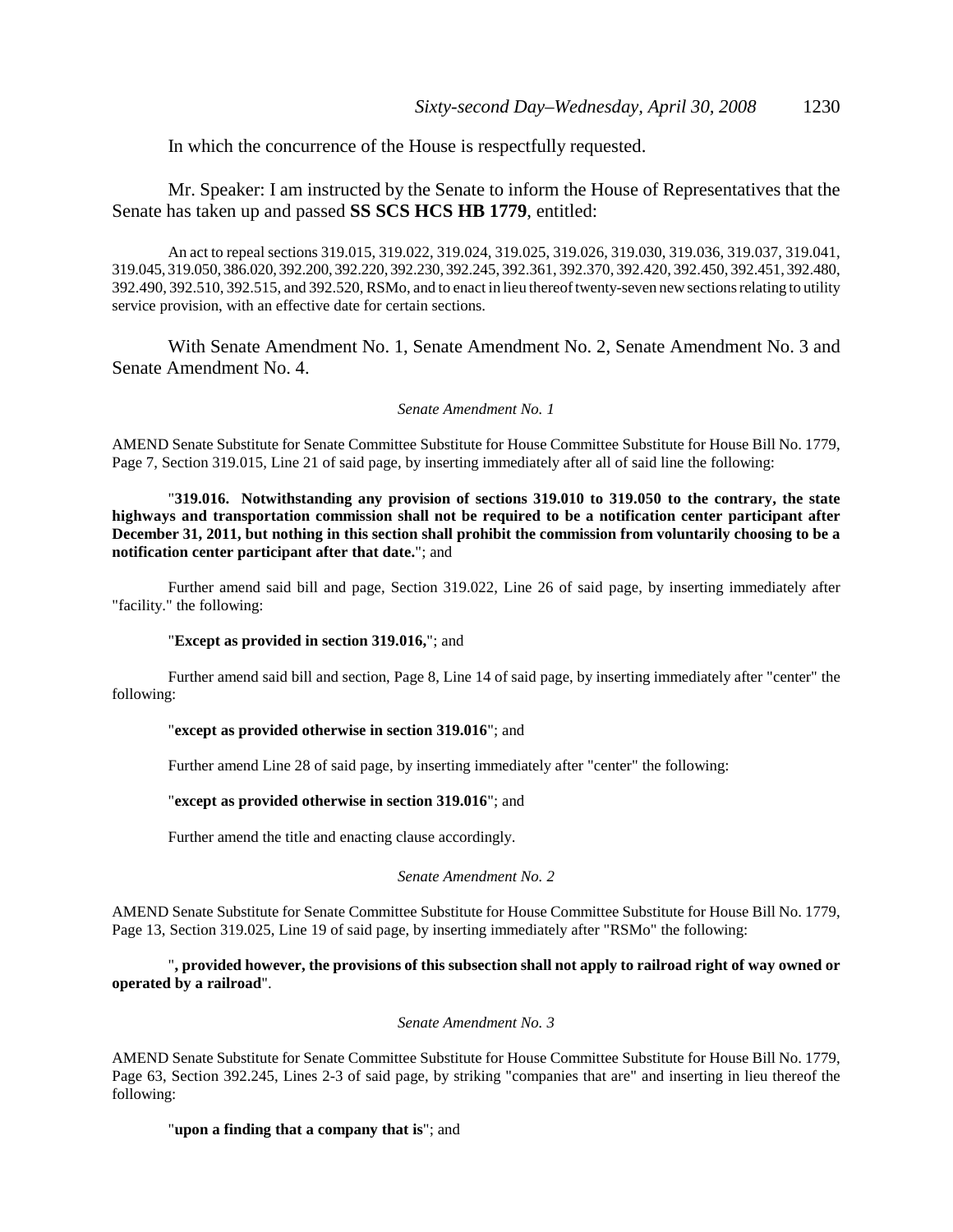In which the concurrence of the House is respectfully requested.

Mr. Speaker: I am instructed by the Senate to inform the House of Representatives that the Senate has taken up and passed **SS SCS HCS HB 1779**, entitled:

An act to repeal sections 319.015, 319.022, 319.024, 319.025, 319.026, 319.030, 319.036, 319.037, 319.041, 319.045, 319.050, 386.020, 392.200, 392.220, 392.230, 392.245, 392.361, 392.370, 392.420, 392.450, 392.451, 392.480, 392.490, 392.510, 392.515, and 392.520, RSMo, and to enact in lieu thereof twenty-seven new sections relating to utility service provision, with an effective date for certain sections.

With Senate Amendment No. 1, Senate Amendment No. 2, Senate Amendment No. 3 and Senate Amendment No. 4.

*Senate Amendment No. 1*

AMEND Senate Substitute for Senate Committee Substitute for House Committee Substitute for House Bill No. 1779, Page 7, Section 319.015, Line 21 of said page, by inserting immediately after all of said line the following:

"**319.016. Notwithstanding any provision of sections 319.010 to 319.050 to the contrary, the state highways and transportation commission shall not be required to be a notification center participant after December 31, 2011, but nothing in this section shall prohibit the commission from voluntarily choosing to be a notification center participant after that date.**"; and

Further amend said bill and page, Section 319.022, Line 26 of said page, by inserting immediately after "facility." the following:

"**Except as provided in section 319.016,**"; and

Further amend said bill and section, Page 8, Line 14 of said page, by inserting immediately after "center" the following:

"**except as provided otherwise in section 319.016**"; and

Further amend Line 28 of said page, by inserting immediately after "center" the following:

"**except as provided otherwise in section 319.016**"; and

Further amend the title and enacting clause accordingly.

*Senate Amendment No. 2*

AMEND Senate Substitute for Senate Committee Substitute for House Committee Substitute for House Bill No. 1779, Page 13, Section 319.025, Line 19 of said page, by inserting immediately after "RSMo" the following:

"**, provided however, the provisions of this subsection shall not apply to railroad right of way owned or operated by a railroad**".

*Senate Amendment No. 3*

AMEND Senate Substitute for Senate Committee Substitute for House Committee Substitute for House Bill No. 1779, Page 63, Section 392.245, Lines 2-3 of said page, by striking "companies that are" and inserting in lieu thereof the following:

"**upon a finding that a company that is**"; and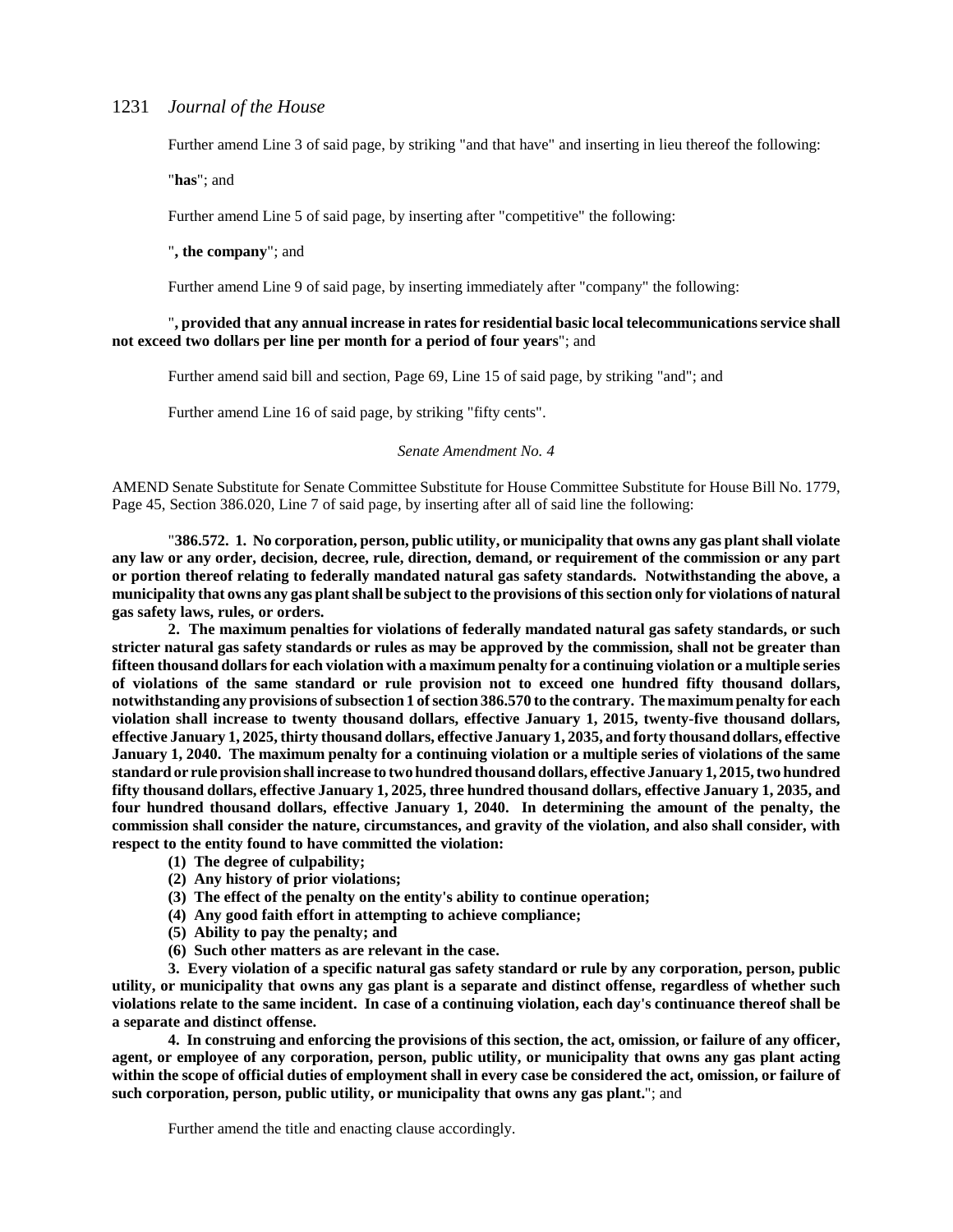Further amend Line 3 of said page, by striking "and that have" and inserting in lieu thereof the following:

"**has**"; and

Further amend Line 5 of said page, by inserting after "competitive" the following:

"**, the company**"; and

Further amend Line 9 of said page, by inserting immediately after "company" the following:

"**, provided that any annual increase in rates for residential basic local telecommunications service shall not exceed two dollars per line per month for a period of four years**"; and

Further amend said bill and section, Page 69, Line 15 of said page, by striking "and"; and

Further amend Line 16 of said page, by striking "fifty cents".

*Senate Amendment No. 4*

AMEND Senate Substitute for Senate Committee Substitute for House Committee Substitute for House Bill No. 1779, Page 45, Section 386.020, Line 7 of said page, by inserting after all of said line the following:

"**386.572. 1. No corporation, person, public utility, or municipality that owns any gas plant shall violate any law or any order, decision, decree, rule, direction, demand, or requirement of the commission or any part or portion thereof relating to federally mandated natural gas safety standards. Notwithstanding the above, a municipality that owns any gas plant shall be subject to the provisions of this section only for violations of natural gas safety laws, rules, or orders.**

**2. The maximum penalties for violations of federally mandated natural gas safety standards, or such stricter natural gas safety standards or rules as may be approved by the commission, shall not be greater than fifteen thousand dollars for each violation with a maximum penalty for a continuing violation or a multiple series of violations of the same standard or rule provision not to exceed one hundred fifty thousand dollars, notwithstanding any provisions of subsection 1 of section 386.570 to the contrary. The maximum penalty for each violation shall increase to twenty thousand dollars, effective January 1, 2015, twenty-five thousand dollars, effective January 1, 2025, thirty thousand dollars, effective January 1, 2035, and forty thousand dollars, effective January 1, 2040. The maximum penalty for a continuing violation or a multiple series of violations of the same standard or rule provision shall increase to two hundred thousand dollars, effective January 1, 2015, two hundred fifty thousand dollars, effective January 1, 2025, three hundred thousand dollars, effective January 1, 2035, and four hundred thousand dollars, effective January 1, 2040. In determining the amount of the penalty, the commission shall consider the nature, circumstances, and gravity of the violation, and also shall consider, with respect to the entity found to have committed the violation:**

**(1) The degree of culpability;**

**(2) Any history of prior violations;**

**(3) The effect of the penalty on the entity's ability to continue operation;**

**(4) Any good faith effort in attempting to achieve compliance;**

**(5) Ability to pay the penalty; and**

**(6) Such other matters as are relevant in the case.**

**3. Every violation of a specific natural gas safety standard or rule by any corporation, person, public utility, or municipality that owns any gas plant is a separate and distinct offense, regardless of whether such violations relate to the same incident. In case of a continuing violation, each day's continuance thereof shall be a separate and distinct offense.**

**4. In construing and enforcing the provisions of this section, the act, omission, or failure of any officer, agent, or employee of any corporation, person, public utility, or municipality that owns any gas plant acting within the scope of official duties of employment shall in every case be considered the act, omission, or failure of such corporation, person, public utility, or municipality that owns any gas plant.**"; and

Further amend the title and enacting clause accordingly.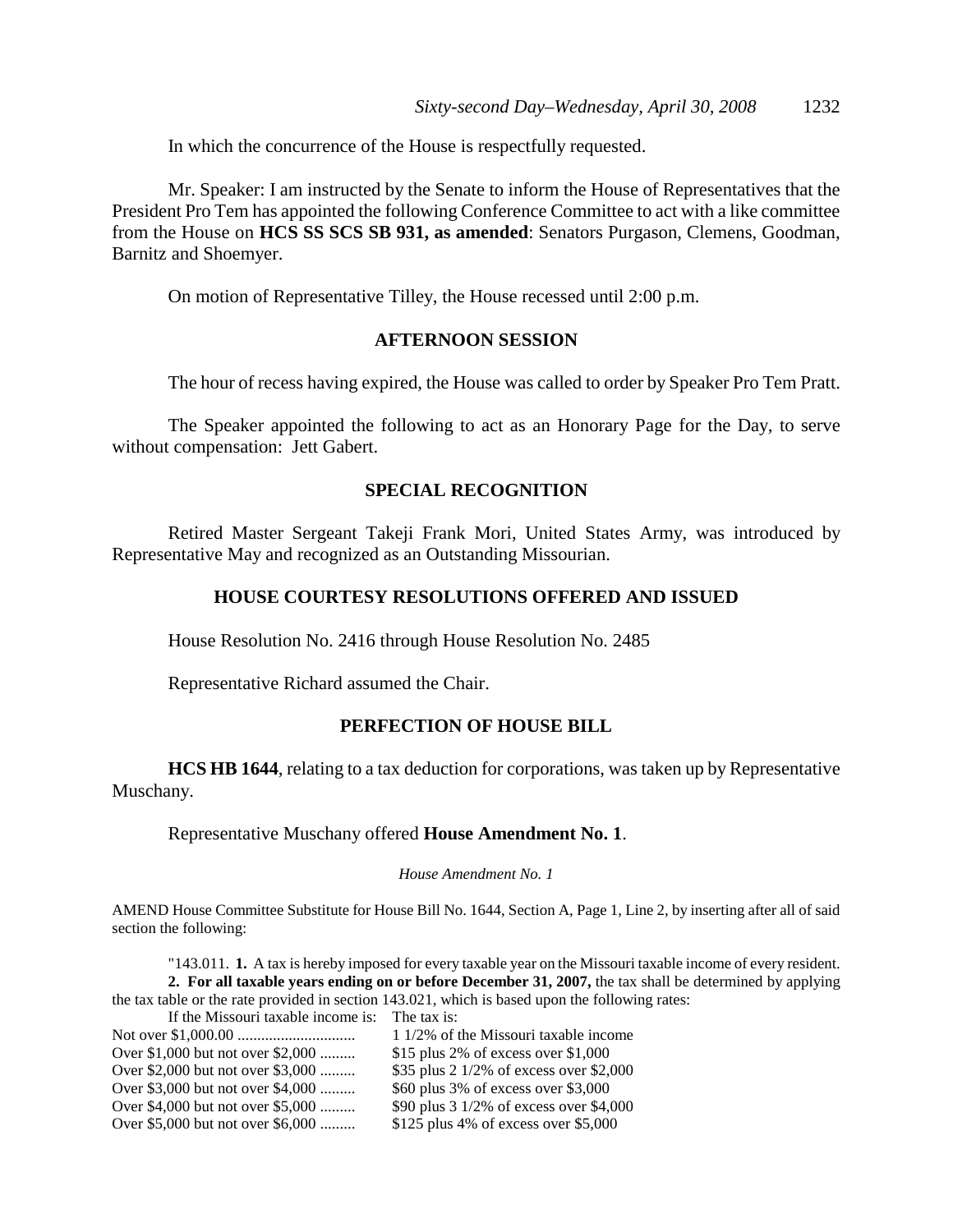In which the concurrence of the House is respectfully requested.

Mr. Speaker: I am instructed by the Senate to inform the House of Representatives that the President Pro Tem has appointed the following Conference Committee to act with a like committee from the House on **HCS SS SCS SB 931, as amended**: Senators Purgason, Clemens, Goodman, Barnitz and Shoemyer.

On motion of Representative Tilley, the House recessed until 2:00 p.m.

## AFTERNOON SESSION

The hour of recess having expired, the House was called to order by Speaker Pro Tem Pratt.

The Speaker appointed the following to act as an Honorary Page for the Day, to serve without compensation: Jett Gabert.

## SPECIAL RECOGNITION

Retired Master Sergeant Takeji Frank Mori, United States Army, was introduced by Representative May and recognized as an Outstanding Missourian.

## HOUSE COURTESY RESOLUTIONS OFFERED AND ISSUED

House Resolution No. 2416 through House Resolution No. 2485

Representative Richard assumed the Chair.

## PERFECTION OF HOUSE BILL

**HCS HB 1644**, relating to a tax deduction for corporations, was taken up by Representative Muschany.

Representative Muschany offered **House Amendment No. 1**.

*House Amendment No. 1*

AMEND House Committee Substitute for House Bill No. 1644, Section A, Page 1, Line 2, by inserting after all of said section the following:

"143.011. **1.** A tax is hereby imposed for every taxable year on the Missouri taxable income of every resident.

**2. For all taxable years ending on or before December 31, 2007,** the tax shall be determined by applying the tax table or the rate provided in section 143.021, which is based upon the following rates:

| If the Missouri taxable income is: | The tax is: |
|---|---|
| Not over $1,000.00 ............................. | 1 1/2% of the Missouri taxable income |
| Over $1,000 but not over $2,000 ......... | $15 plus 2% of excess over $1,000 |
| Over $2,000 but not over $3,000 ......... | $35 plus 2 1/2% of excess over $2,000 |
| Over $3,000 but not over $4,000 ......... | $60 plus 3% of excess over $3,000 |
| Over $4,000 but not over $5,000 ......... | $90 plus 3 1/2% of excess over $4,000 |
| Over $5,000 but not over $6,000 ......... | $125 plus 4% of excess over $5,000 |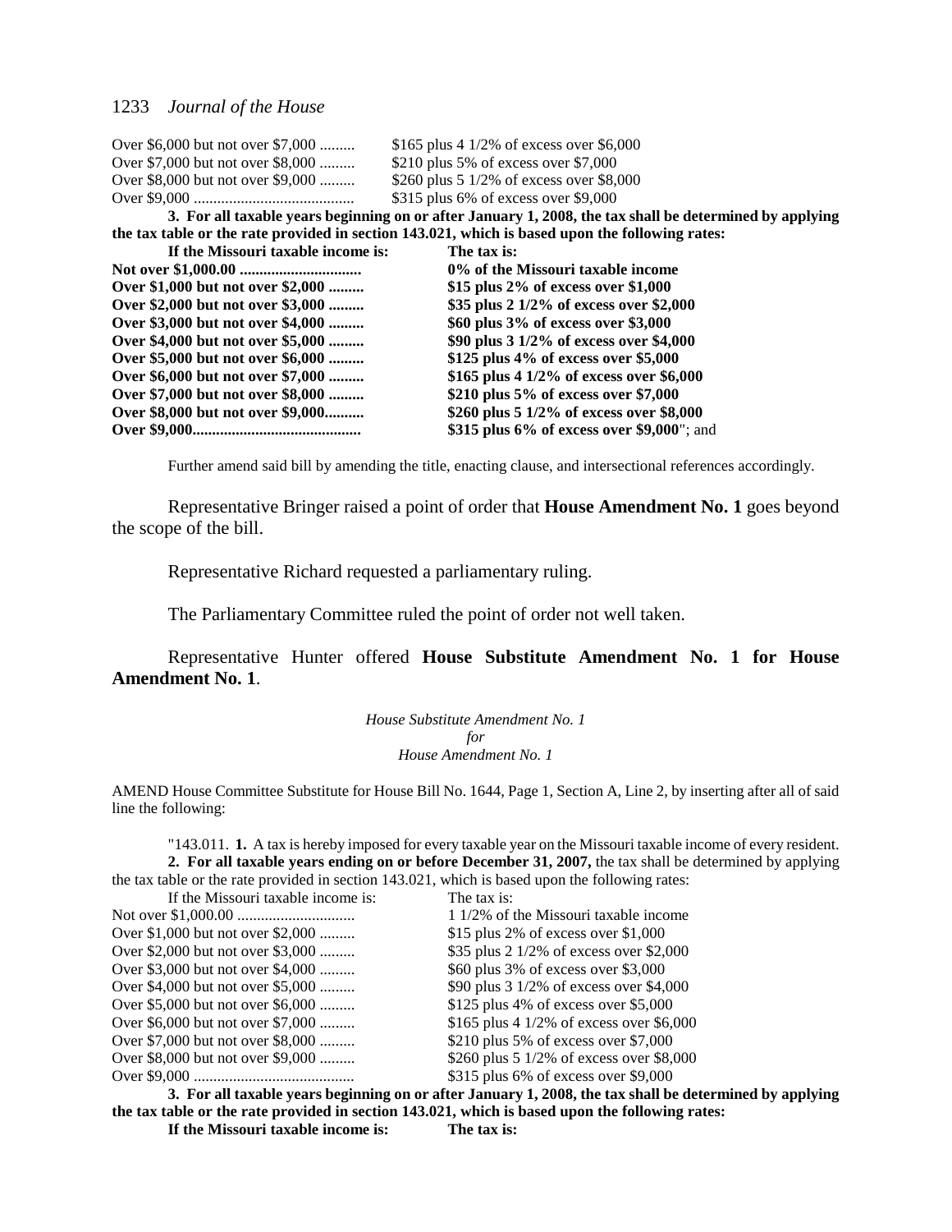| | |
|---|---|
| Over $6,000 but not over $7,000 ......... | $165 plus 4 1/2% of excess over $6,000 |
| Over $7,000 but not over $8,000 ......... | $210 plus 5% of excess over $7,000 |
| Over $8,000 but not over $9,000 ......... | $260 plus 5 1/2% of excess over $8,000 |
| Over $9,000 ......................................... | $315 plus 6% of excess over $9,000 |

**3. For all taxable years beginning on or after January 1, 2008, the tax shall be determined by applying the tax table or the rate provided in section 143.021, which is based upon the following rates:**

| **If the Missouri taxable income is:** | **The tax is:** |
|---|---|
| **Not over $1,000.00 ...............................** | **0% of the Missouri taxable income** |
| **Over $1,000 but not over $2,000 .........** | **$15 plus 2% of excess over $1,000** |
| **Over $2,000 but not over $3,000 .........** | **$35 plus 2 1/2% of excess over $2,000** |
| **Over $3,000 but not over $4,000 .........** | **$60 plus 3% of excess over $3,000** |
| **Over $4,000 but not over $5,000 .........** | **$90 plus 3 1/2% of excess over $4,000** |
| **Over $5,000 but not over $6,000 .........** | **$125 plus 4% of excess over $5,000** |
| **Over $6,000 but not over $7,000 .........** | **$165 plus 4 1/2% of excess over $6,000** |
| **Over $7,000 but not over $8,000 .........** | **$210 plus 5% of excess over $7,000** |
| **Over $8,000 but not over $9,000..........** | **$260 plus 5 1/2% of excess over $8,000** |
| **Over $9,000..........................................** | **$315 plus 6% of excess over $9,000**"; and |

Further amend said bill by amending the title, enacting clause, and intersectional references accordingly.

Representative Bringer raised a point of order that **House Amendment No. 1** goes beyond the scope of the bill.

Representative Richard requested a parliamentary ruling.

The Parliamentary Committee ruled the point of order not well taken.

Representative Hunter offered **House Substitute Amendment No. 1 for House Amendment No. 1**.

*House Substitute Amendment No. 1*
*for*
*House Amendment No. 1*

AMEND House Committee Substitute for House Bill No. 1644, Page 1, Section A, Line 2, by inserting after all of said line the following:

"143.011. **1.** A tax is hereby imposed for every taxable year on the Missouri taxable income of every resident.
**2. For all taxable years ending on or before December 31, 2007,** the tax shall be determined by applying the tax table or the rate provided in section 143.021, which is based upon the following rates:

| If the Missouri taxable income is: | The tax is: |
|---|---|
| Not over $1,000.00 ............................. | 1 1/2% of the Missouri taxable income |
| Over $1,000 but not over $2,000 ......... | $15 plus 2% of excess over $1,000 |
| Over $2,000 but not over $3,000 ......... | $35 plus 2 1/2% of excess over $2,000 |
| Over $3,000 but not over $4,000 ......... | $60 plus 3% of excess over $3,000 |
| Over $4,000 but not over $5,000 ......... | $90 plus 3 1/2% of excess over $4,000 |
| Over $5,000 but not over $6,000 ......... | $125 plus 4% of excess over $5,000 |
| Over $6,000 but not over $7,000 ......... | $165 plus 4 1/2% of excess over $6,000 |
| Over $7,000 but not over $8,000 ......... | $210 plus 5% of excess over $7,000 |
| Over $8,000 but not over $9,000 ......... | $260 plus 5 1/2% of excess over $8,000 |
| Over $9,000 ......................................... | $315 plus 6% of excess over $9,000 |

**3. For all taxable years beginning on or after January 1, 2008, the tax shall be determined by applying the tax table or the rate provided in section 143.021, which is based upon the following rates:**

| **If the Missouri taxable income is:** | **The tax is:** |
|---|---|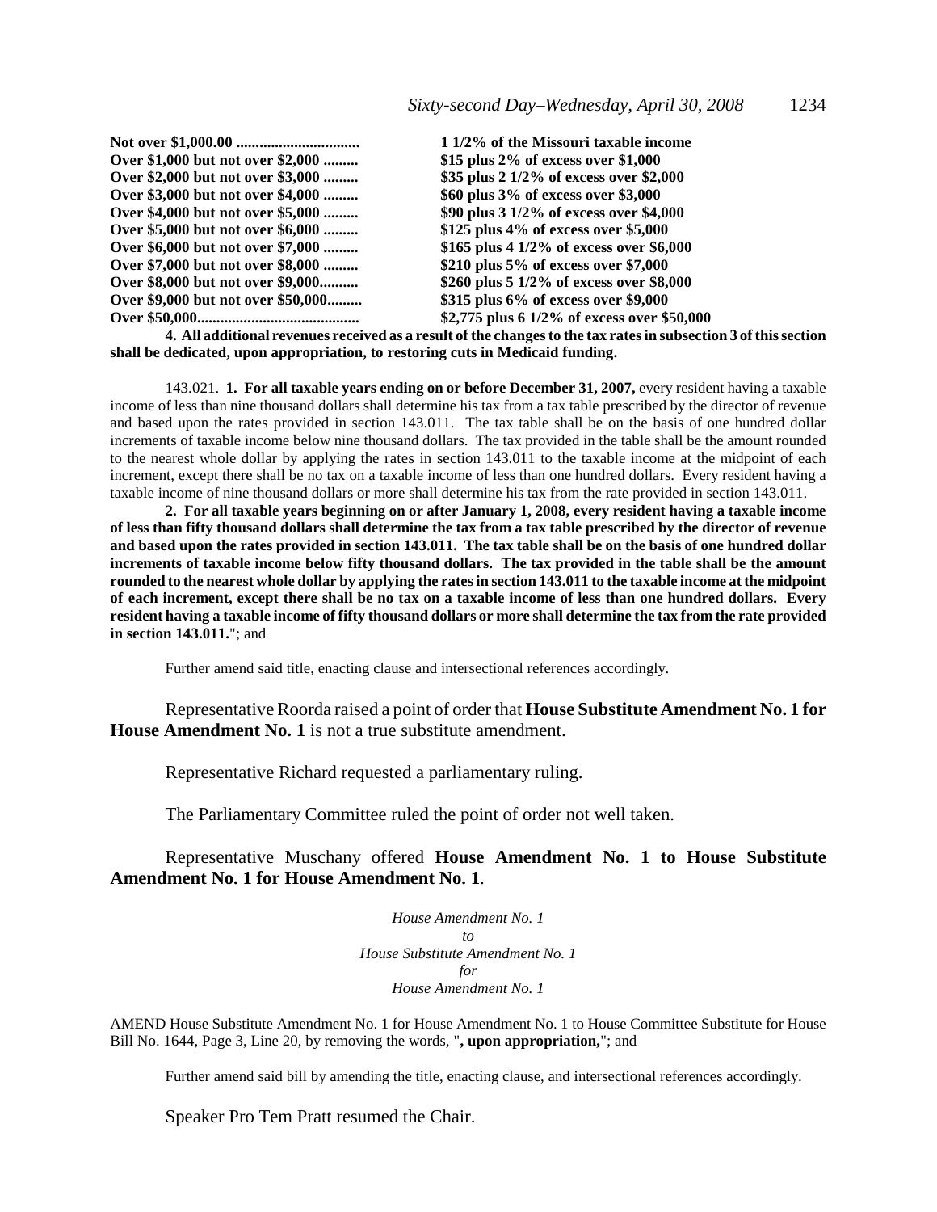| | |
|---|---|
| **Not over $1,000.00 ................................** | **1 1/2% of the Missouri taxable income** |
| **Over $1,000 but not over $2,000 .........** | **$15 plus 2% of excess over $1,000** |
| **Over $2,000 but not over $3,000 .........** | **$35 plus 2 1/2% of excess over $2,000** |
| **Over $3,000 but not over $4,000 .........** | **$60 plus 3% of excess over $3,000** |
| **Over $4,000 but not over $5,000 .........** | **$90 plus 3 1/2% of excess over $4,000** |
| **Over $5,000 but not over $6,000 .........** | **$125 plus 4% of excess over $5,000** |
| **Over $6,000 but not over $7,000 .........** | **$165 plus 4 1/2% of excess over $6,000** |
| **Over $7,000 but not over $8,000 .........** | **$210 plus 5% of excess over $7,000** |
| **Over $8,000 but not over $9,000..........** | **$260 plus 5 1/2% of excess over $8,000** |
| **Over $9,000 but not over $50,000.........** | **$315 plus 6% of excess over $9,000** |
| **Over $50,000.........................................** | **$2,775 plus 6 1/2% of excess over $50,000** |

**4. All additional revenues received as a result of the changes to the tax rates in subsection 3 of this section shall be dedicated, upon appropriation, to restoring cuts in Medicaid funding.**

143.021. **1. For all taxable years ending on or before December 31, 2007,** every resident having a taxable income of less than nine thousand dollars shall determine his tax from a tax table prescribed by the director of revenue and based upon the rates provided in section 143.011. The tax table shall be on the basis of one hundred dollar increments of taxable income below nine thousand dollars. The tax provided in the table shall be the amount rounded to the nearest whole dollar by applying the rates in section 143.011 to the taxable income at the midpoint of each increment, except there shall be no tax on a taxable income of less than one hundred dollars. Every resident having a taxable income of nine thousand dollars or more shall determine his tax from the rate provided in section 143.011.

**2. For all taxable years beginning on or after January 1, 2008, every resident having a taxable income of less than fifty thousand dollars shall determine the tax from a tax table prescribed by the director of revenue and based upon the rates provided in section 143.011. The tax table shall be on the basis of one hundred dollar increments of taxable income below fifty thousand dollars. The tax provided in the table shall be the amount rounded to the nearest whole dollar by applying the rates in section 143.011 to the taxable income at the midpoint of each increment, except there shall be no tax on a taxable income of less than one hundred dollars. Every resident having a taxable income of fifty thousand dollars or more shall determine the tax from the rate provided in section 143.011.**"; and

Further amend said title, enacting clause and intersectional references accordingly.

Representative Roorda raised a point of order that **House Substitute Amendment No. 1 for House Amendment No. 1** is not a true substitute amendment.

Representative Richard requested a parliamentary ruling.

The Parliamentary Committee ruled the point of order not well taken.

Representative Muschany offered **House Amendment No. 1 to House Substitute Amendment No. 1 for House Amendment No. 1**.

*House Amendment No. 1*
*to*
*House Substitute Amendment No. 1*
*for*
*House Amendment No. 1*

AMEND House Substitute Amendment No. 1 for House Amendment No. 1 to House Committee Substitute for House Bill No. 1644, Page 3, Line 20, by removing the words, "**, upon appropriation,**"; and

Further amend said bill by amending the title, enacting clause, and intersectional references accordingly.

Speaker Pro Tem Pratt resumed the Chair.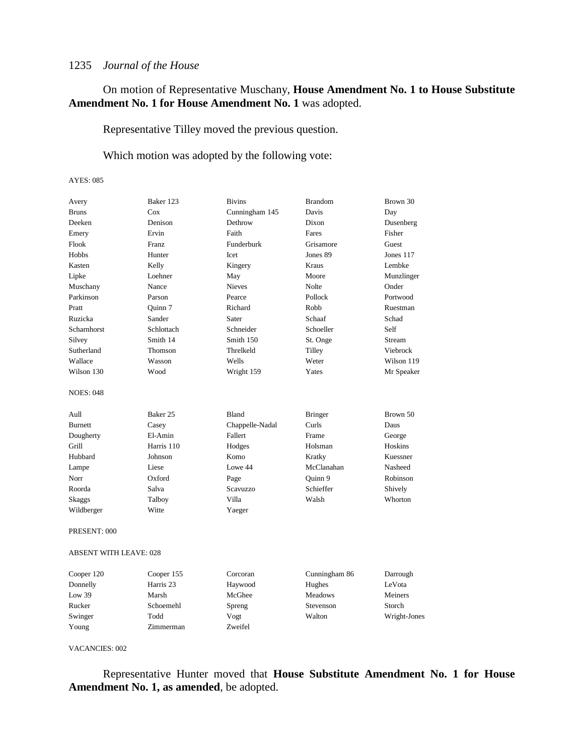On motion of Representative Muschany, **House Amendment No. 1 to House Substitute Amendment No. 1 for House Amendment No. 1** was adopted.

Representative Tilley moved the previous question.

Which motion was adopted by the following vote:

AYES: 085

| | | | | |
|---|---|---|---|---|
| Avery | Baker 123 | Bivins | Brandom | Brown 30 |
| Bruns | Cox | Cunningham 145 | Davis | Day |
| Deeken | Denison | Dethrow | Dixon | Dusenberg |
| Emery | Ervin | Faith | Fares | Fisher |
| Flook | Franz | Funderburk | Grisamore | Guest |
| Hobbs | Hunter | Icet | Jones 89 | Jones 117 |
| Kasten | Kelly | Kingery | Kraus | Lembke |
| Lipke | Loehner | May | Moore | Munzlinger |
| Muschany | Nance | Nieves | Nolte | Onder |
| Parkinson | Parson | Pearce | Pollock | Portwood |
| Pratt | Quinn 7 | Richard | Robb | Ruestman |
| Ruzicka | Sander | Sater | Schaaf | Schad |
| Scharnhorst | Schlottach | Schneider | Schoeller | Self |
| Silvey | Smith 14 | Smith 150 | St. Onge | Stream |
| Sutherland | Thomson | Threlkeld | Tilley | Viebrock |
| Wallace | Wasson | Wells | Weter | Wilson 119 |
| Wilson 130 | Wood | Wright 159 | Yates | Mr Speaker |

NOES: 048

| | | | | |
|---|---|---|---|---|
| Aull | Baker 25 | Bland | Bringer | Brown 50 |
| Burnett | Casey | Chappelle-Nadal | Curls | Daus |
| Dougherty | El-Amin | Fallert | Frame | George |
| Grill | Harris 110 | Hodges | Holsman | Hoskins |
| Hubbard | Johnson | Komo | Kratky | Kuessner |
| Lampe | Liese | Lowe 44 | McClanahan | Nasheed |
| Norr | Oxford | Page | Quinn 9 | Robinson |
| Roorda | Salva | Scavuzzo | Schieffer | Shively |
| Skaggs | Talboy | Villa | Walsh | Whorton |
| Wildberger | Witte | Yaeger | | |

PRESENT: 000

ABSENT WITH LEAVE: 028

| | | | | |
|---|---|---|---|---|
| Cooper 120 | Cooper 155 | Corcoran | Cunningham 86 | Darrough |
| Donnelly | Harris 23 | Haywood | Hughes | LeVota |
| Low 39 | Marsh | McGhee | Meadows | Meiners |
| Rucker | Schoemehl | Spreng | Stevenson | Storch |
| Swinger | Todd | Vogt | Walton | Wright-Jones |
| Young | Zimmerman | Zweifel | | |

VACANCIES: 002

Representative Hunter moved that **House Substitute Amendment No. 1 for House Amendment No. 1, as amended**, be adopted.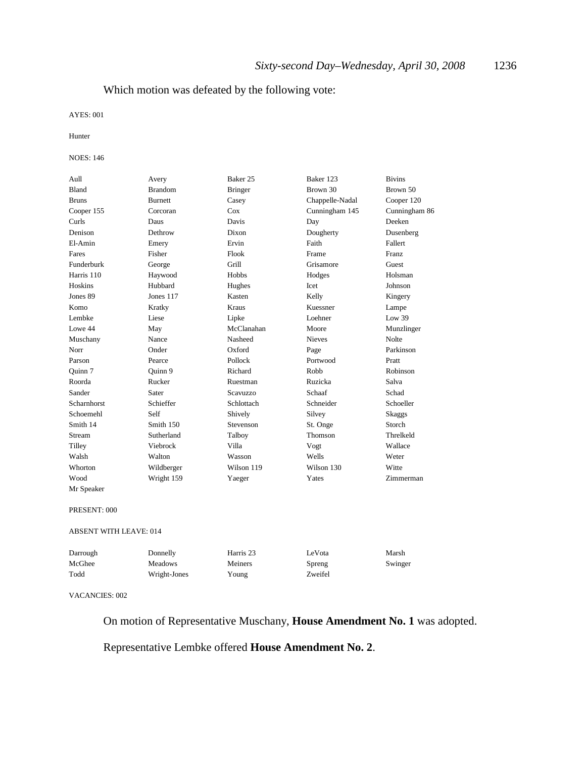Which motion was defeated by the following vote:

AYES: 001

Hunter

NOES: 146

| | | | | |
|---|---|---|---|---|
| Aull | Avery | Baker 25 | Baker 123 | Bivins |
| Bland | Brandom | Bringer | Brown 30 | Brown 50 |
| Bruns | Burnett | Casey | Chappelle-Nadal | Cooper 120 |
| Cooper 155 | Corcoran | Cox | Cunningham 145 | Cunningham 86 |
| Curls | Daus | Davis | Day | Deeken |
| Denison | Dethrow | Dixon | Dougherty | Dusenberg |
| El-Amin | Emery | Ervin | Faith | Fallert |
| Fares | Fisher | Flook | Frame | Franz |
| Funderburk | George | Grill | Grisamore | Guest |
| Harris 110 | Haywood | Hobbs | Hodges | Holsman |
| Hoskins | Hubbard | Hughes | Icet | Johnson |
| Jones 89 | Jones 117 | Kasten | Kelly | Kingery |
| Komo | Kratky | Kraus | Kuessner | Lampe |
| Lembke | Liese | Lipke | Loehner | Low 39 |
| Lowe 44 | May | McClanahan | Moore | Munzlinger |
| Muschany | Nance | Nasheed | Nieves | Nolte |
| Norr | Onder | Oxford | Page | Parkinson |
| Parson | Pearce | Pollock | Portwood | Pratt |
| Quinn 7 | Quinn 9 | Richard | Robb | Robinson |
| Roorda | Rucker | Ruestman | Ruzicka | Salva |
| Sander | Sater | Scavuzzo | Schaaf | Schad |
| Scharnhorst | Schieffer | Schlottach | Schneider | Schoeller |
| Schoemehl | Self | Shively | Silvey | Skaggs |
| Smith 14 | Smith 150 | Stevenson | St. Onge | Storch |
| Stream | Sutherland | Talboy | Thomson | Threlkeld |
| Tilley | Viebrock | Villa | Vogt | Wallace |
| Walsh | Walton | Wasson | Wells | Weter |
| Whorton | Wildberger | Wilson 119 | Wilson 130 | Witte |
| Wood | Wright 159 | Yaeger | Yates | Zimmerman |
| Mr Speaker | | | | |

PRESENT: 000

ABSENT WITH LEAVE: 014

| | | | | |
|---|---|---|---|---|
| Darrough | Donnelly | Harris 23 | LeVota | Marsh |
| McGhee | Meadows | Meiners | Spreng | Swinger |
| Todd | Wright-Jones | Young | Zweifel | |

VACANCIES: 002

On motion of Representative Muschany, **House Amendment No. 1** was adopted.

Representative Lembke offered **House Amendment No. 2**.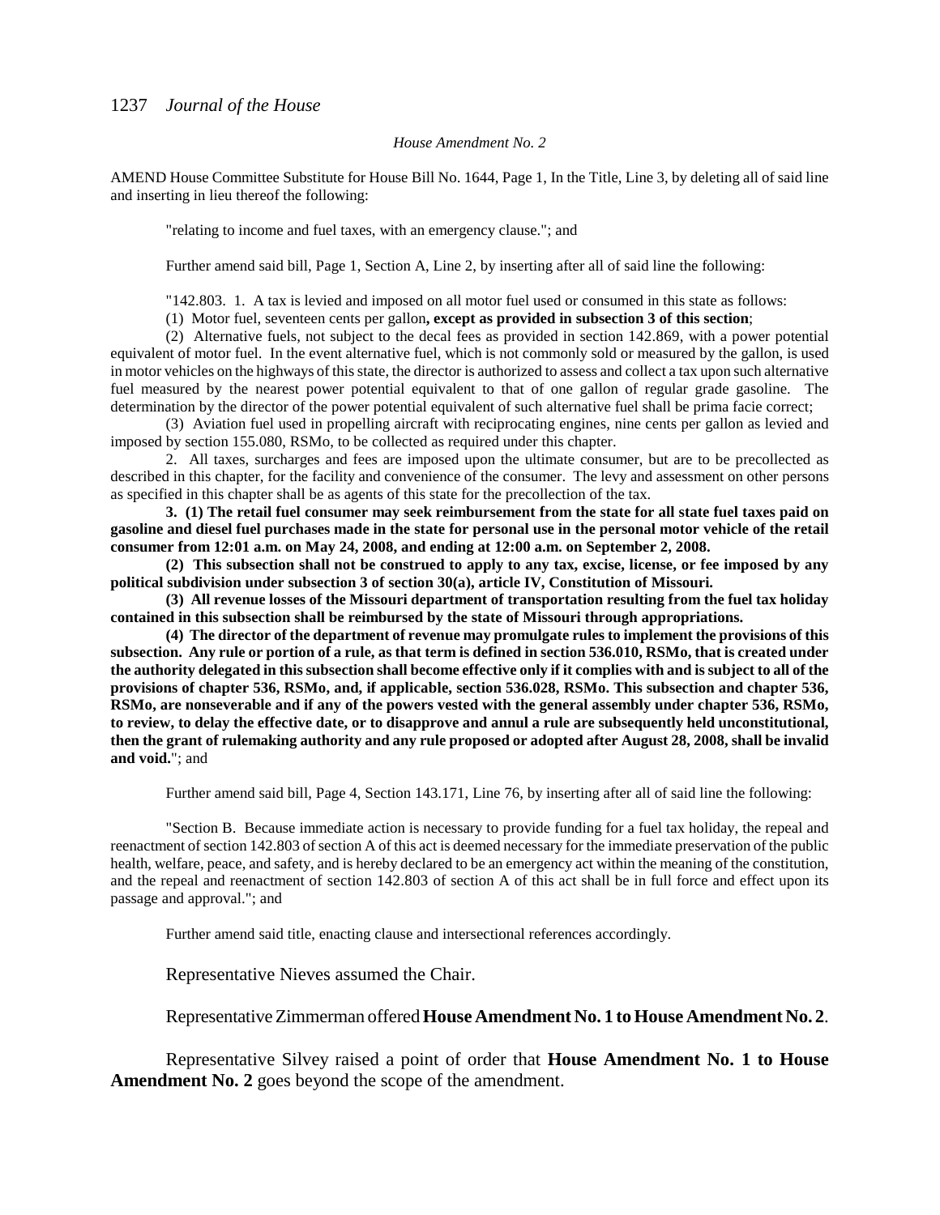*House Amendment No. 2*

AMEND House Committee Substitute for House Bill No. 1644, Page 1, In the Title, Line 3, by deleting all of said line and inserting in lieu thereof the following:

"relating to income and fuel taxes, with an emergency clause."; and

Further amend said bill, Page 1, Section A, Line 2, by inserting after all of said line the following:

"142.803. 1. A tax is levied and imposed on all motor fuel used or consumed in this state as follows:

(1) Motor fuel, seventeen cents per gallon**, except as provided in subsection 3 of this section**;

(2) Alternative fuels, not subject to the decal fees as provided in section 142.869, with a power potential equivalent of motor fuel. In the event alternative fuel, which is not commonly sold or measured by the gallon, is used in motor vehicles on the highways of this state, the director is authorized to assess and collect a tax upon such alternative fuel measured by the nearest power potential equivalent to that of one gallon of regular grade gasoline. The determination by the director of the power potential equivalent of such alternative fuel shall be prima facie correct;

(3) Aviation fuel used in propelling aircraft with reciprocating engines, nine cents per gallon as levied and imposed by section 155.080, RSMo, to be collected as required under this chapter.

2. All taxes, surcharges and fees are imposed upon the ultimate consumer, but are to be precollected as described in this chapter, for the facility and convenience of the consumer. The levy and assessment on other persons as specified in this chapter shall be as agents of this state for the precollection of the tax.

**3. (1) The retail fuel consumer may seek reimbursement from the state for all state fuel taxes paid on gasoline and diesel fuel purchases made in the state for personal use in the personal motor vehicle of the retail consumer from 12:01 a.m. on May 24, 2008, and ending at 12:00 a.m. on September 2, 2008.**

**(2) This subsection shall not be construed to apply to any tax, excise, license, or fee imposed by any political subdivision under subsection 3 of section 30(a), article IV, Constitution of Missouri.**

**(3) All revenue losses of the Missouri department of transportation resulting from the fuel tax holiday contained in this subsection shall be reimbursed by the state of Missouri through appropriations.**

**(4) The director of the department of revenue may promulgate rules to implement the provisions of this subsection. Any rule or portion of a rule, as that term is defined in section 536.010, RSMo, that is created under the authority delegated in this subsection shall become effective only if it complies with and is subject to all of the provisions of chapter 536, RSMo, and, if applicable, section 536.028, RSMo. This subsection and chapter 536, RSMo, are nonseverable and if any of the powers vested with the general assembly under chapter 536, RSMo, to review, to delay the effective date, or to disapprove and annul a rule are subsequently held unconstitutional, then the grant of rulemaking authority and any rule proposed or adopted after August 28, 2008, shall be invalid and void.**"; and

Further amend said bill, Page 4, Section 143.171, Line 76, by inserting after all of said line the following:

"Section B. Because immediate action is necessary to provide funding for a fuel tax holiday, the repeal and reenactment of section 142.803 of section A of this act is deemed necessary for the immediate preservation of the public health, welfare, peace, and safety, and is hereby declared to be an emergency act within the meaning of the constitution, and the repeal and reenactment of section 142.803 of section A of this act shall be in full force and effect upon its passage and approval."; and

Further amend said title, enacting clause and intersectional references accordingly.

Representative Nieves assumed the Chair.

Representative Zimmerman offered **House Amendment No. 1 to House Amendment No. 2**.

Representative Silvey raised a point of order that **House Amendment No. 1 to House Amendment No. 2** goes beyond the scope of the amendment.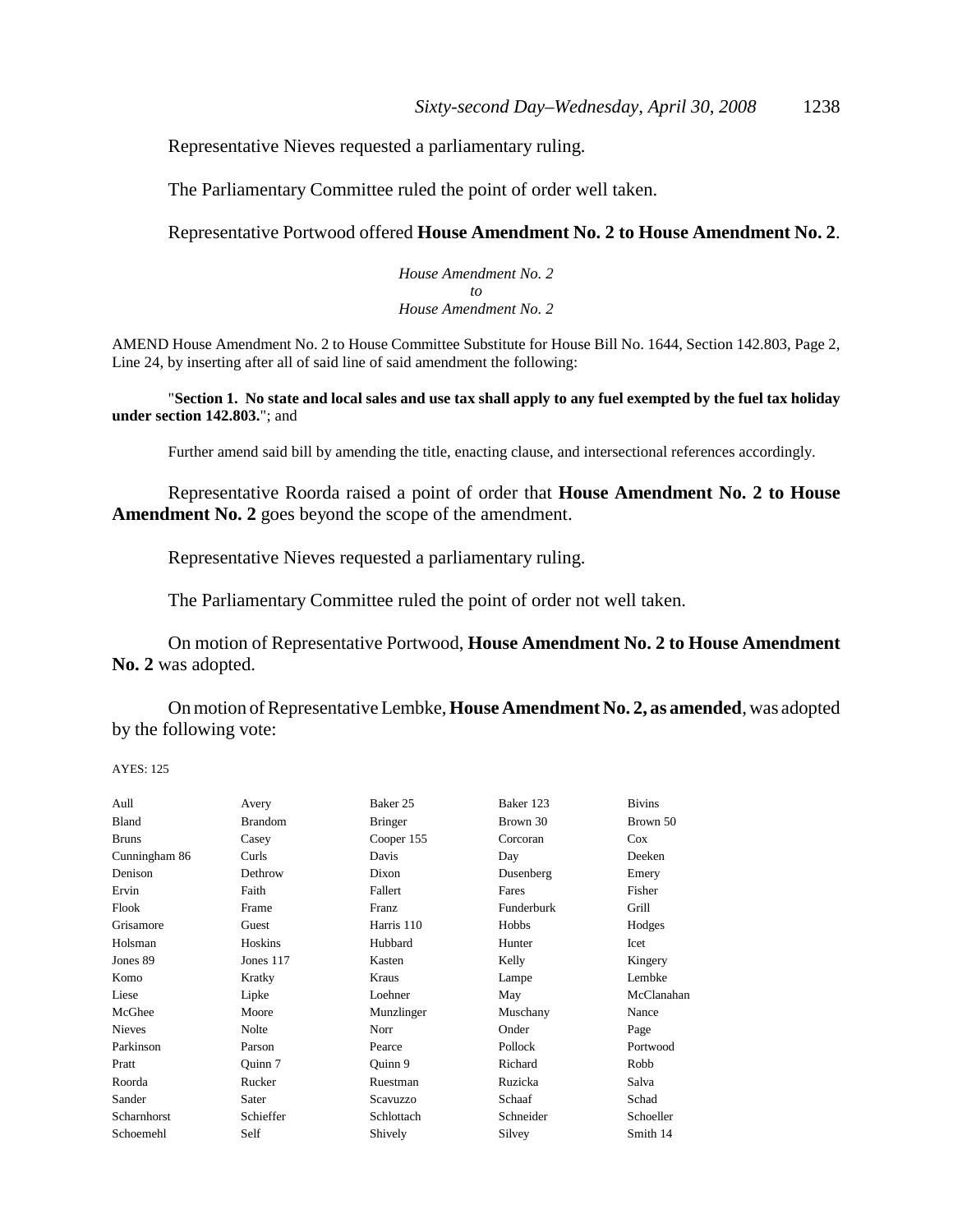Representative Nieves requested a parliamentary ruling.

The Parliamentary Committee ruled the point of order well taken.

Representative Portwood offered **House Amendment No. 2 to House Amendment No. 2**.

*House Amendment No. 2*
*to*
*House Amendment No. 2*

AMEND House Amendment No. 2 to House Committee Substitute for House Bill No. 1644, Section 142.803, Page 2, Line 24, by inserting after all of said line of said amendment the following:

"**Section 1. No state and local sales and use tax shall apply to any fuel exempted by the fuel tax holiday under section 142.803.**"; and

Further amend said bill by amending the title, enacting clause, and intersectional references accordingly.

Representative Roorda raised a point of order that **House Amendment No. 2 to House Amendment No. 2** goes beyond the scope of the amendment.

Representative Nieves requested a parliamentary ruling.

The Parliamentary Committee ruled the point of order not well taken.

On motion of Representative Portwood, **House Amendment No. 2 to House Amendment No. 2** was adopted.

On motion of Representative Lembke, **House Amendment No. 2, as amended**, was adopted by the following vote:

AYES: 125

| | | | | |
|---|---|---|---|---|
| Aull | Avery | Baker 25 | Baker 123 | Bivins |
| Bland | Brandom | Bringer | Brown 30 | Brown 50 |
| Bruns | Casey | Cooper 155 | Corcoran | Cox |
| Cunningham 86 | Curls | Davis | Day | Deeken |
| Denison | Dethrow | Dixon | Dusenberg | Emery |
| Ervin | Faith | Fallert | Fares | Fisher |
| Flook | Frame | Franz | Funderburk | Grill |
| Grisamore | Guest | Harris 110 | Hobbs | Hodges |
| Holsman | Hoskins | Hubbard | Hunter | Icet |
| Jones 89 | Jones 117 | Kasten | Kelly | Kingery |
| Komo | Kratky | Kraus | Lampe | Lembke |
| Liese | Lipke | Loehner | May | McClanahan |
| McGhee | Moore | Munzlinger | Muschany | Nance |
| Nieves | Nolte | Norr | Onder | Page |
| Parkinson | Parson | Pearce | Pollock | Portwood |
| Pratt | Quinn 7 | Quinn 9 | Richard | Robb |
| Roorda | Rucker | Ruestman | Ruzicka | Salva |
| Sander | Sater | Scavuzzo | Schaaf | Schad |
| Scharnhorst | Schieffer | Schlottach | Schneider | Schoeller |
| Schoemehl | Self | Shively | Silvey | Smith 14 |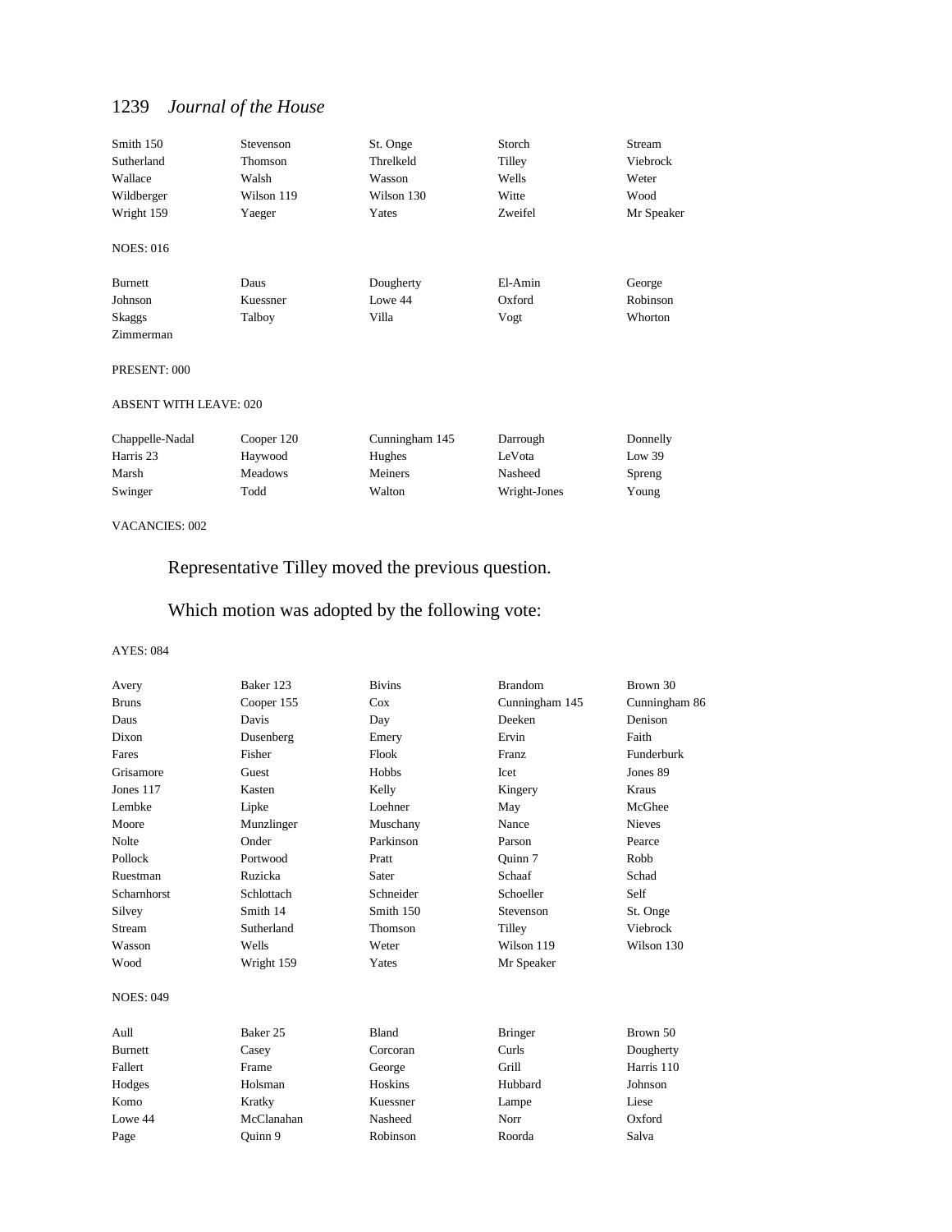| | | | | |
|---|---|---|---|---|
| Smith 150 | Stevenson | St. Onge | Storch | Stream |
| Sutherland | Thomson | Threlkeld | Tilley | Viebrock |
| Wallace | Walsh | Wasson | Wells | Weter |
| Wildberger | Wilson 119 | Wilson 130 | Witte | Wood |
| Wright 159 | Yaeger | Yates | Zweifel | Mr Speaker |

NOES: 016

| | | | | |
|---|---|---|---|---|
| Burnett | Daus | Dougherty | El-Amin | George |
| Johnson | Kuessner | Lowe 44 | Oxford | Robinson |
| Skaggs | Talboy | Villa | Vogt | Whorton |
| Zimmerman | | | | |

PRESENT: 000

ABSENT WITH LEAVE: 020

| | | | | |
|---|---|---|---|---|
| Chappelle-Nadal | Cooper 120 | Cunningham 145 | Darrough | Donnelly |
| Harris 23 | Haywood | Hughes | LeVota | Low 39 |
| Marsh | Meadows | Meiners | Nasheed | Spreng |
| Swinger | Todd | Walton | Wright-Jones | Young |

VACANCIES: 002

Representative Tilley moved the previous question.

Which motion was adopted by the following vote:

AYES: 084

| | | | | |
|---|---|---|---|---|
| Avery | Baker 123 | Bivins | Brandom | Brown 30 |
| Bruns | Cooper 155 | Cox | Cunningham 145 | Cunningham 86 |
| Daus | Davis | Day | Deeken | Denison |
| Dixon | Dusenberg | Emery | Ervin | Faith |
| Fares | Fisher | Flook | Franz | Funderburk |
| Grisamore | Guest | Hobbs | Icet | Jones 89 |
| Jones 117 | Kasten | Kelly | Kingery | Kraus |
| Lembke | Lipke | Loehner | May | McGhee |
| Moore | Munzlinger | Muschany | Nance | Nieves |
| Nolte | Onder | Parkinson | Parson | Pearce |
| Pollock | Portwood | Pratt | Quinn 7 | Robb |
| Ruestman | Ruzicka | Sater | Schaaf | Schad |
| Scharnhorst | Schlottach | Schneider | Schoeller | Self |
| Silvey | Smith 14 | Smith 150 | Stevenson | St. Onge |
| Stream | Sutherland | Thomson | Tilley | Viebrock |
| Wasson | Wells | Weter | Wilson 119 | Wilson 130 |
| Wood | Wright 159 | Yates | Mr Speaker | |

NOES: 049

| | | | | |
|---|---|---|---|---|
| Aull | Baker 25 | Bland | Bringer | Brown 50 |
| Burnett | Casey | Corcoran | Curls | Dougherty |
| Fallert | Frame | George | Grill | Harris 110 |
| Hodges | Holsman | Hoskins | Hubbard | Johnson |
| Komo | Kratky | Kuessner | Lampe | Liese |
| Lowe 44 | McClanahan | Nasheed | Norr | Oxford |
| Page | Quinn 9 | Robinson | Roorda | Salva |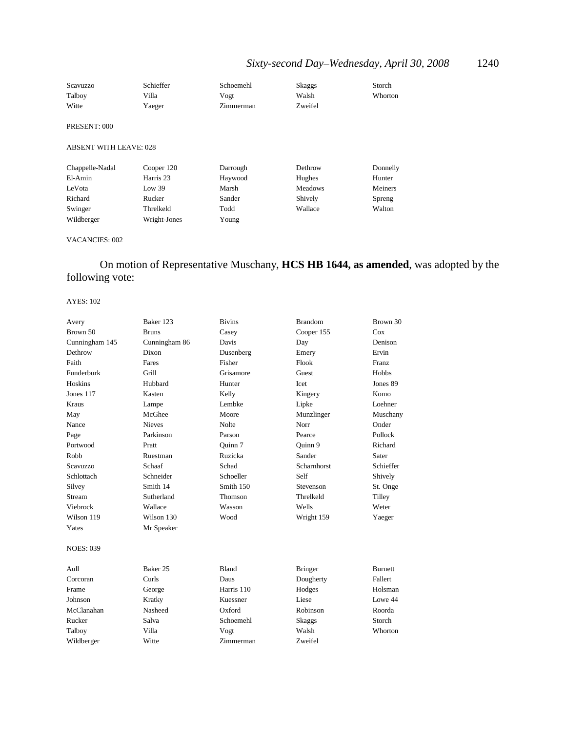| | | | | |
|---|---|---|---|---|
| Scavuzzo | Schieffer | Schoemehl | Skaggs | Storch |
| Talboy | Villa | Vogt | Walsh | Whorton |
| Witte | Yaeger | Zimmerman | Zweifel | |

PRESENT: 000

ABSENT WITH LEAVE: 028

| | | | | |
|---|---|---|---|---|
| Chappelle-Nadal | Cooper 120 | Darrough | Dethrow | Donnelly |
| El-Amin | Harris 23 | Haywood | Hughes | Hunter |
| LeVota | Low 39 | Marsh | Meadows | Meiners |
| Richard | Rucker | Sander | Shively | Spreng |
| Swinger | Threlkeld | Todd | Wallace | Walton |
| Wildberger | Wright-Jones | Young | | |

VACANCIES: 002

On motion of Representative Muschany, **HCS HB 1644, as amended**, was adopted by the following vote:

AYES: 102

| | | | | |
|---|---|---|---|---|
| Avery | Baker 123 | Bivins | Brandom | Brown 30 |
| Brown 50 | Bruns | Casey | Cooper 155 | Cox |
| Cunningham 145 | Cunningham 86 | Davis | Day | Denison |
| Dethrow | Dixon | Dusenberg | Emery | Ervin |
| Faith | Fares | Fisher | Flook | Franz |
| Funderburk | Grill | Grisamore | Guest | Hobbs |
| Hoskins | Hubbard | Hunter | Icet | Jones 89 |
| Jones 117 | Kasten | Kelly | Kingery | Komo |
| Kraus | Lampe | Lembke | Lipke | Loehner |
| May | McGhee | Moore | Munzlinger | Muschany |
| Nance | Nieves | Nolte | Norr | Onder |
| Page | Parkinson | Parson | Pearce | Pollock |
| Portwood | Pratt | Quinn 7 | Quinn 9 | Richard |
| Robb | Ruestman | Ruzicka | Sander | Sater |
| Scavuzzo | Schaaf | Schad | Scharnhorst | Schieffer |
| Schlottach | Schneider | Schoeller | Self | Shively |
| Silvey | Smith 14 | Smith 150 | Stevenson | St. Onge |
| Stream | Sutherland | Thomson | Threlkeld | Tilley |
| Viebrock | Wallace | Wasson | Wells | Weter |
| Wilson 119 | Wilson 130 | Wood | Wright 159 | Yaeger |
| Yates | Mr Speaker | | | |

NOES: 039

| | | | | |
|---|---|---|---|---|
| Aull | Baker 25 | Bland | Bringer | Burnett |
| Corcoran | Curls | Daus | Dougherty | Fallert |
| Frame | George | Harris 110 | Hodges | Holsman |
| Johnson | Kratky | Kuessner | Liese | Lowe 44 |
| McClanahan | Nasheed | Oxford | Robinson | Roorda |
| Rucker | Salva | Schoemehl | Skaggs | Storch |
| Talboy | Villa | Vogt | Walsh | Whorton |
| Wildberger | Witte | Zimmerman | Zweifel | |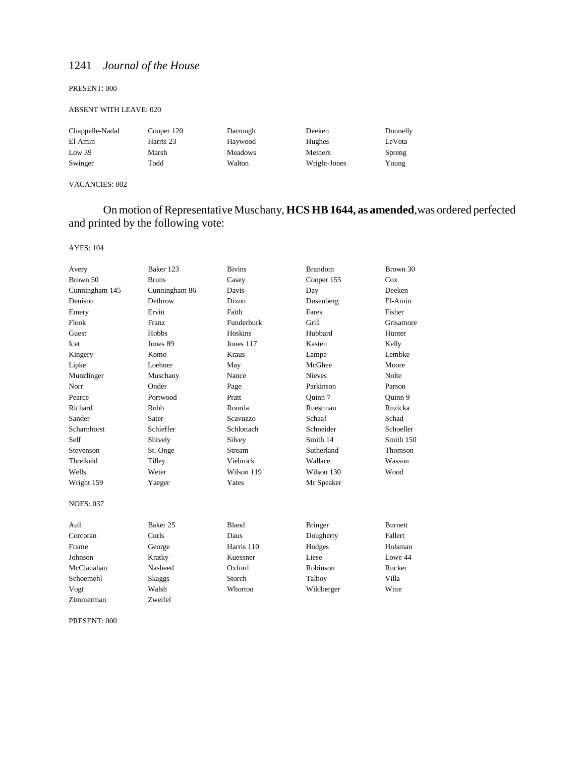PRESENT: 000

ABSENT WITH LEAVE: 020

| | | | | |
|---|---|---|---|---|
| Chappelle-Nadal | Cooper 120 | Darrough | Deeken | Donnelly |
| El-Amin | Harris 23 | Haywood | Hughes | LeVota |
| Low 39 | Marsh | Meadows | Meiners | Spreng |
| Swinger | Todd | Walton | Wright-Jones | Young |

VACANCIES: 002

On motion of Representative Muschany, **HCS HB 1644, as amended**, was ordered perfected and printed by the following vote:

AYES: 104

| | | | | |
|---|---|---|---|---|
| Avery | Baker 123 | Bivins | Brandom | Brown 30 |
| Brown 50 | Bruns | Casey | Cooper 155 | Cox |
| Cunningham 145 | Cunningham 86 | Davis | Day | Deeken |
| Denison | Dethrow | Dixon | Dusenberg | El-Amin |
| Emery | Ervin | Faith | Fares | Fisher |
| Flook | Franz | Funderburk | Grill | Grisamore |
| Guest | Hobbs | Hoskins | Hubbard | Hunter |
| Icet | Jones 89 | Jones 117 | Kasten | Kelly |
| Kingery | Komo | Kraus | Lampe | Lembke |
| Lipke | Loehner | May | McGhee | Moore |
| Munzlinger | Muschany | Nance | Nieves | Nolte |
| Norr | Onder | Page | Parkinson | Parson |
| Pearce | Portwood | Pratt | Quinn 7 | Quinn 9 |
| Richard | Robb | Roorda | Ruestman | Ruzicka |
| Sander | Sater | Scavuzzo | Schaaf | Schad |
| Scharnhorst | Schieffer | Schlottach | Schneider | Schoeller |
| Self | Shively | Silvey | Smith 14 | Smith 150 |
| Stevenson | St. Onge | Stream | Sutherland | Thomson |
| Threlkeld | Tilley | Viebrock | Wallace | Wasson |
| Wells | Weter | Wilson 119 | Wilson 130 | Wood |
| Wright 159 | Yaeger | Yates | Mr Speaker | |

NOES: 037

| | | | | |
|---|---|---|---|---|
| Aull | Baker 25 | Bland | Bringer | Burnett |
| Corcoran | Curls | Daus | Dougherty | Fallert |
| Frame | George | Harris 110 | Hodges | Holsman |
| Johnson | Kratky | Kuessner | Liese | Lowe 44 |
| McClanahan | Nasheed | Oxford | Robinson | Rucker |
| Schoemehl | Skaggs | Storch | Talboy | Villa |
| Vogt | Walsh | Whorton | Wildberger | Witte |
| Zimmerman | Zweifel | | | |

PRESENT: 000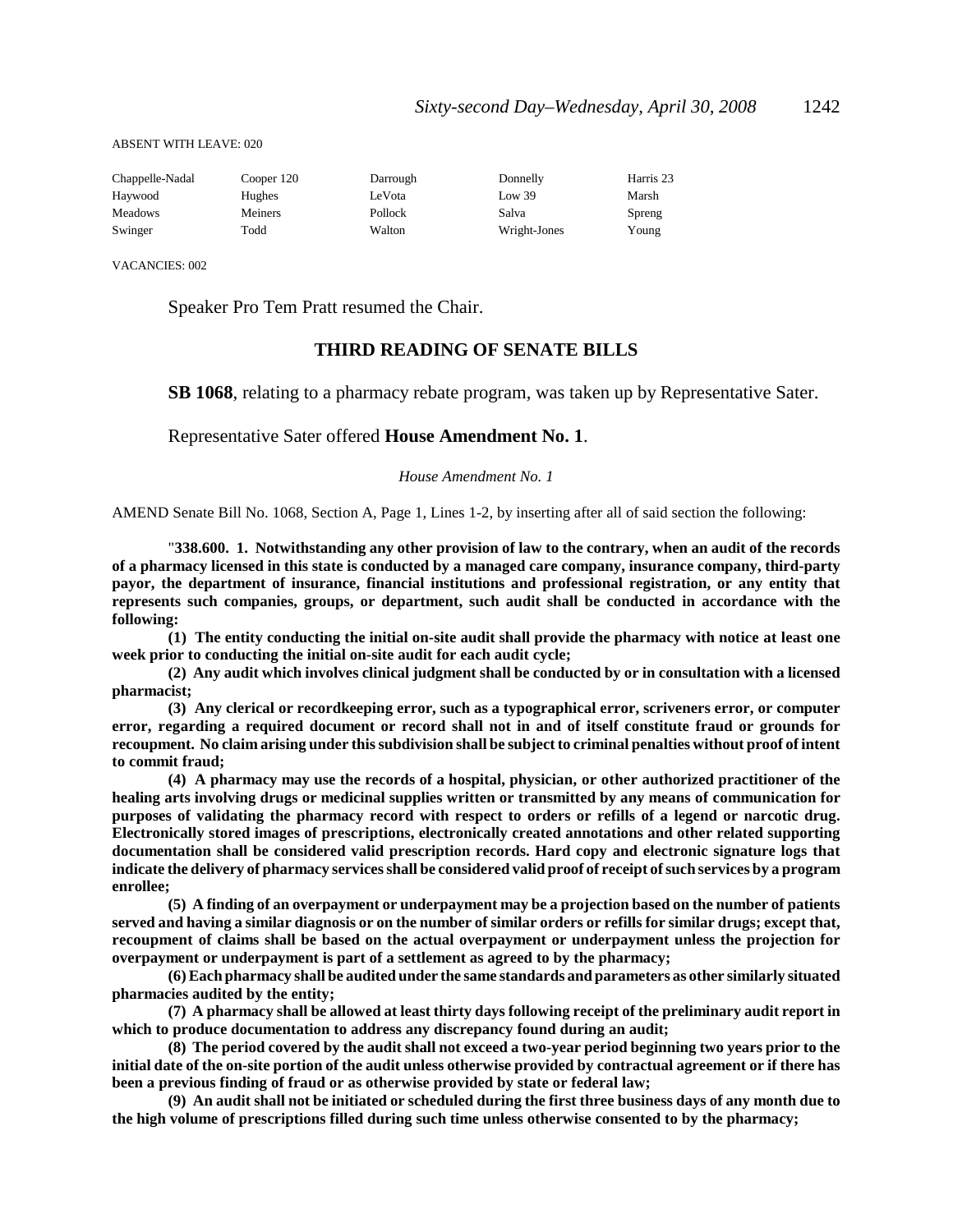ABSENT WITH LEAVE: 020

| | | | | |
|---|---|---|---|---|
| Chappelle-Nadal | Cooper 120 | Darrough | Donnelly | Harris 23 |
| Haywood | Hughes | LeVota | Low 39 | Marsh |
| Meadows | Meiners | Pollock | Salva | Spreng |
| Swinger | Todd | Walton | Wright-Jones | Young |

VACANCIES: 002

Speaker Pro Tem Pratt resumed the Chair.

## THIRD READING OF SENATE BILLS

**SB 1068**, relating to a pharmacy rebate program, was taken up by Representative Sater.

Representative Sater offered **House Amendment No. 1**.

*House Amendment No. 1*

AMEND Senate Bill No. 1068, Section A, Page 1, Lines 1-2, by inserting after all of said section the following:

"**338.600. 1. Notwithstanding any other provision of law to the contrary, when an audit of the records of a pharmacy licensed in this state is conducted by a managed care company, insurance company, third-party payor, the department of insurance, financial institutions and professional registration, or any entity that represents such companies, groups, or department, such audit shall be conducted in accordance with the following:**

**(1) The entity conducting the initial on-site audit shall provide the pharmacy with notice at least one week prior to conducting the initial on-site audit for each audit cycle;**

**(2) Any audit which involves clinical judgment shall be conducted by or in consultation with a licensed pharmacist;**

**(3) Any clerical or recordkeeping error, such as a typographical error, scriveners error, or computer error, regarding a required document or record shall not in and of itself constitute fraud or grounds for recoupment. No claim arising under this subdivision shall be subject to criminal penalties without proof of intent to commit fraud;**

**(4) A pharmacy may use the records of a hospital, physician, or other authorized practitioner of the healing arts involving drugs or medicinal supplies written or transmitted by any means of communication for purposes of validating the pharmacy record with respect to orders or refills of a legend or narcotic drug. Electronically stored images of prescriptions, electronically created annotations and other related supporting documentation shall be considered valid prescription records. Hard copy and electronic signature logs that indicate the delivery of pharmacy services shall be considered valid proof of receipt of such services by a program enrollee;**

**(5) A finding of an overpayment or underpayment may be a projection based on the number of patients served and having a similar diagnosis or on the number of similar orders or refills for similar drugs; except that, recoupment of claims shall be based on the actual overpayment or underpayment unless the projection for overpayment or underpayment is part of a settlement as agreed to by the pharmacy;**

**(6) Each pharmacy shall be audited under the same standards and parameters as other similarly situated pharmacies audited by the entity;**

**(7) A pharmacy shall be allowed at least thirty days following receipt of the preliminary audit report in which to produce documentation to address any discrepancy found during an audit;**

**(8) The period covered by the audit shall not exceed a two-year period beginning two years prior to the initial date of the on-site portion of the audit unless otherwise provided by contractual agreement or if there has been a previous finding of fraud or as otherwise provided by state or federal law;**

**(9) An audit shall not be initiated or scheduled during the first three business days of any month due to the high volume of prescriptions filled during such time unless otherwise consented to by the pharmacy;**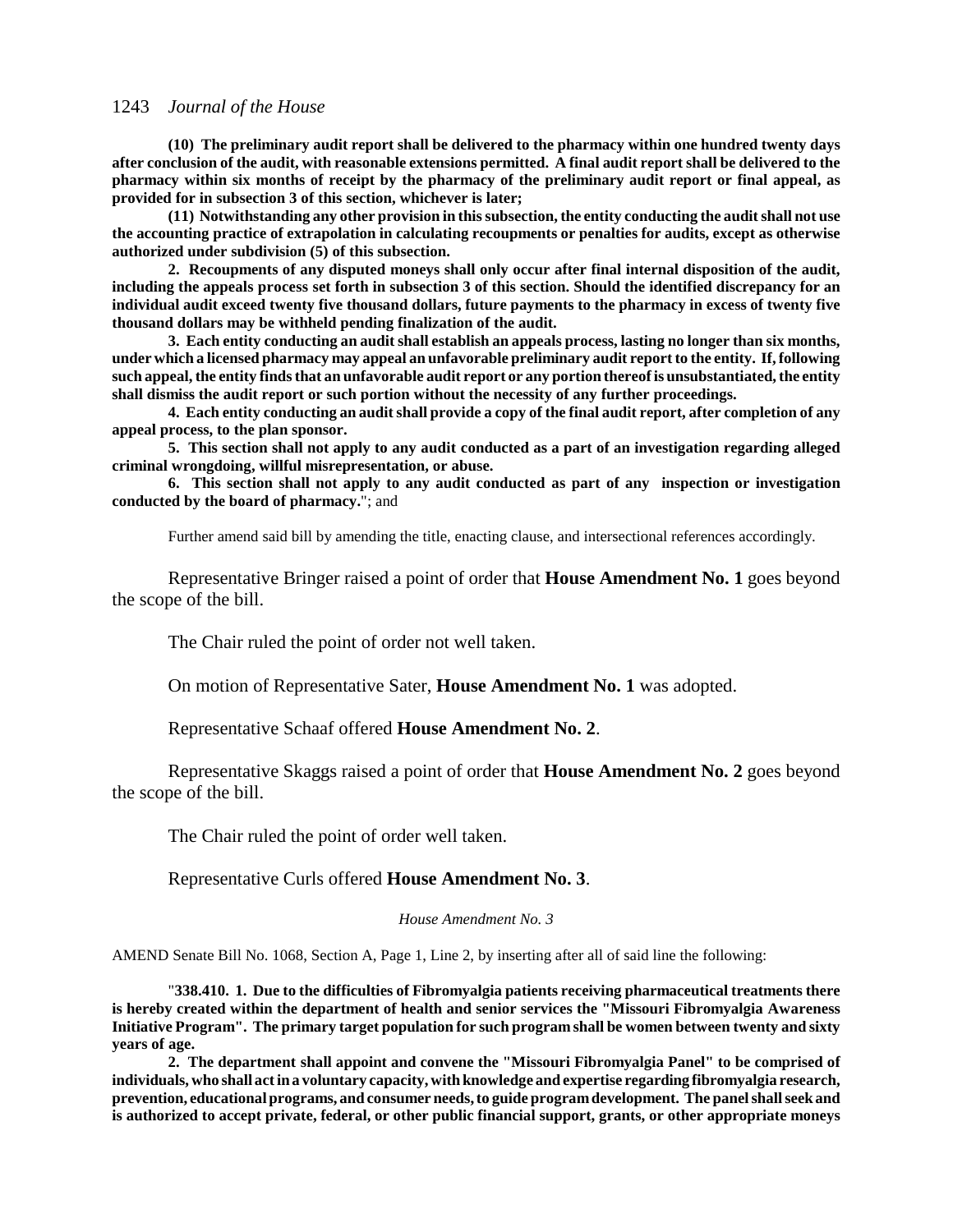**(10) The preliminary audit report shall be delivered to the pharmacy within one hundred twenty days after conclusion of the audit, with reasonable extensions permitted. A final audit report shall be delivered to the pharmacy within six months of receipt by the pharmacy of the preliminary audit report or final appeal, as provided for in subsection 3 of this section, whichever is later;**

**(11) Notwithstanding any other provision in this subsection, the entity conducting the audit shall not use the accounting practice of extrapolation in calculating recoupments or penalties for audits, except as otherwise authorized under subdivision (5) of this subsection.**

**2. Recoupments of any disputed moneys shall only occur after final internal disposition of the audit, including the appeals process set forth in subsection 3 of this section. Should the identified discrepancy for an individual audit exceed twenty five thousand dollars, future payments to the pharmacy in excess of twenty five thousand dollars may be withheld pending finalization of the audit.**

**3. Each entity conducting an audit shall establish an appeals process, lasting no longer than six months, under which a licensed pharmacy may appeal an unfavorable preliminary audit report to the entity. If, following such appeal, the entity finds that an unfavorable audit report or any portion thereof is unsubstantiated, the entity shall dismiss the audit report or such portion without the necessity of any further proceedings.**

**4. Each entity conducting an audit shall provide a copy of the final audit report, after completion of any appeal process, to the plan sponsor.**

**5. This section shall not apply to any audit conducted as a part of an investigation regarding alleged criminal wrongdoing, willful misrepresentation, or abuse.**

**6. This section shall not apply to any audit conducted as part of any inspection or investigation conducted by the board of pharmacy.**"; and

Further amend said bill by amending the title, enacting clause, and intersectional references accordingly.

Representative Bringer raised a point of order that **House Amendment No. 1** goes beyond the scope of the bill.

The Chair ruled the point of order not well taken.

On motion of Representative Sater, **House Amendment No. 1** was adopted.

Representative Schaaf offered **House Amendment No. 2**.

Representative Skaggs raised a point of order that **House Amendment No. 2** goes beyond the scope of the bill.

The Chair ruled the point of order well taken.

Representative Curls offered **House Amendment No. 3**.

*House Amendment No. 3*

AMEND Senate Bill No. 1068, Section A, Page 1, Line 2, by inserting after all of said line the following:

"**338.410. 1. Due to the difficulties of Fibromyalgia patients receiving pharmaceutical treatments there is hereby created within the department of health and senior services the "Missouri Fibromyalgia Awareness Initiative Program". The primary target population for such program shall be women between twenty and sixty years of age.**

**2. The department shall appoint and convene the "Missouri Fibromyalgia Panel" to be comprised of individuals, who shall act in a voluntary capacity, with knowledge and expertise regarding fibromyalgia research, prevention, educational programs, and consumer needs, to guide program development. The panel shall seek and is authorized to accept private, federal, or other public financial support, grants, or other appropriate moneys**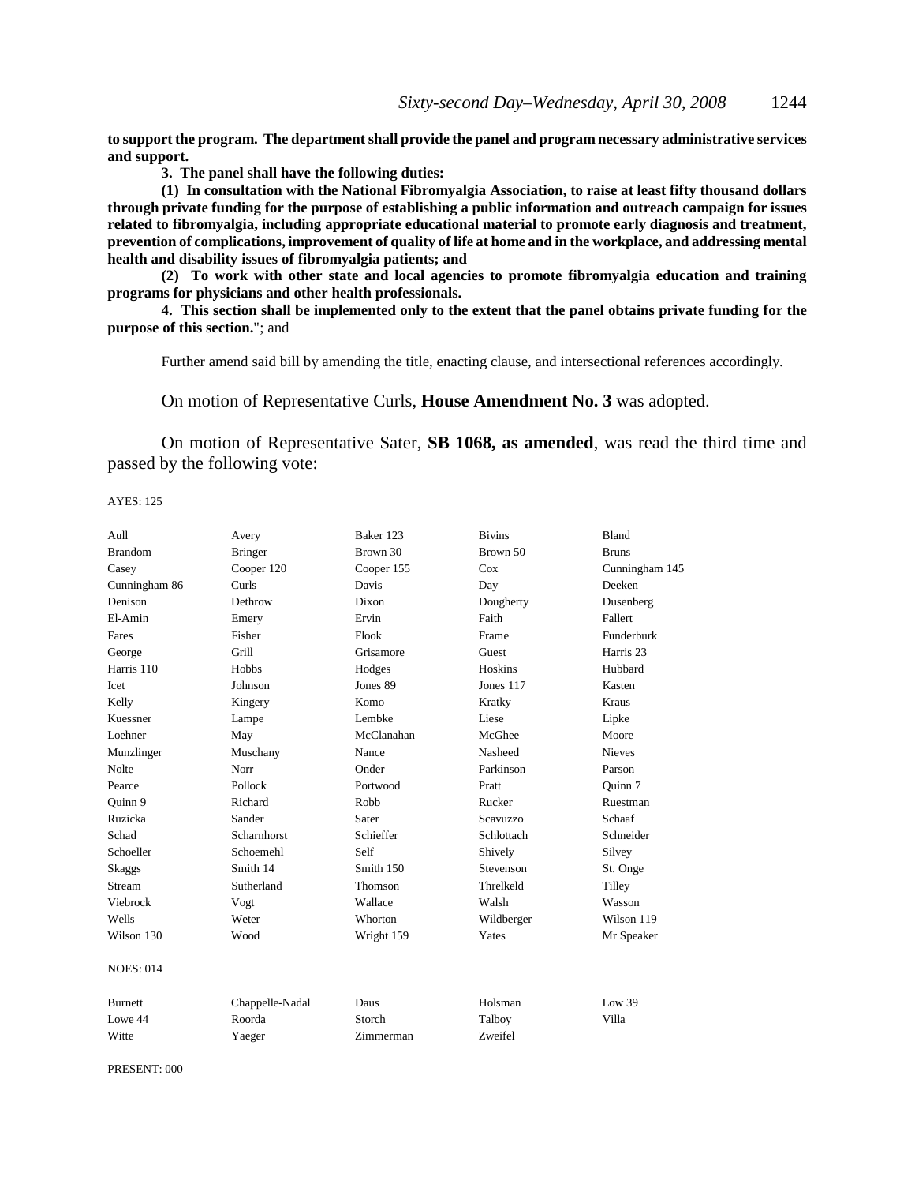**to support the program. The department shall provide the panel and program necessary administrative services and support.**

**3. The panel shall have the following duties:**

**(1) In consultation with the National Fibromyalgia Association, to raise at least fifty thousand dollars through private funding for the purpose of establishing a public information and outreach campaign for issues related to fibromyalgia, including appropriate educational material to promote early diagnosis and treatment, prevention of complications, improvement of quality of life at home and in the workplace, and addressing mental health and disability issues of fibromyalgia patients; and**

**(2) To work with other state and local agencies to promote fibromyalgia education and training programs for physicians and other health professionals.**

**4. This section shall be implemented only to the extent that the panel obtains private funding for the purpose of this section.**"; and

Further amend said bill by amending the title, enacting clause, and intersectional references accordingly.

On motion of Representative Curls, **House Amendment No. 3** was adopted.

On motion of Representative Sater, **SB 1068, as amended**, was read the third time and passed by the following vote:

AYES: 125

| | | | | |
|---|---|---|---|---|
| Aull | Avery | Baker 123 | Bivins | Bland |
| Brandom | Bringer | Brown 30 | Brown 50 | Bruns |
| Casey | Cooper 120 | Cooper 155 | Cox | Cunningham 145 |
| Cunningham 86 | Curls | Davis | Day | Deeken |
| Denison | Dethrow | Dixon | Dougherty | Dusenberg |
| El-Amin | Emery | Ervin | Faith | Fallert |
| Fares | Fisher | Flook | Frame | Funderburk |
| George | Grill | Grisamore | Guest | Harris 23 |
| Harris 110 | Hobbs | Hodges | Hoskins | Hubbard |
| Icet | Johnson | Jones 89 | Jones 117 | Kasten |
| Kelly | Kingery | Komo | Kratky | Kraus |
| Kuessner | Lampe | Lembke | Liese | Lipke |
| Loehner | May | McClanahan | McGhee | Moore |
| Munzlinger | Muschany | Nance | Nasheed | Nieves |
| Nolte | Norr | Onder | Parkinson | Parson |
| Pearce | Pollock | Portwood | Pratt | Quinn 7 |
| Quinn 9 | Richard | Robb | Rucker | Ruestman |
| Ruzicka | Sander | Sater | Scavuzzo | Schaaf |
| Schad | Scharnhorst | Schieffer | Schlottach | Schneider |
| Schoeller | Schoemehl | Self | Shively | Silvey |
| Skaggs | Smith 14 | Smith 150 | Stevenson | St. Onge |
| Stream | Sutherland | Thomson | Threlkeld | Tilley |
| Viebrock | Vogt | Wallace | Walsh | Wasson |
| Wells | Weter | Whorton | Wildberger | Wilson 119 |
| Wilson 130 | Wood | Wright 159 | Yates | Mr Speaker |

NOES: 014

| | | | | |
|---|---|---|---|---|
| Burnett | Chappelle-Nadal | Daus | Holsman | Low 39 |
| Lowe 44 | Roorda | Storch | Talboy | Villa |
| Witte | Yaeger | Zimmerman | Zweifel | |

PRESENT: 000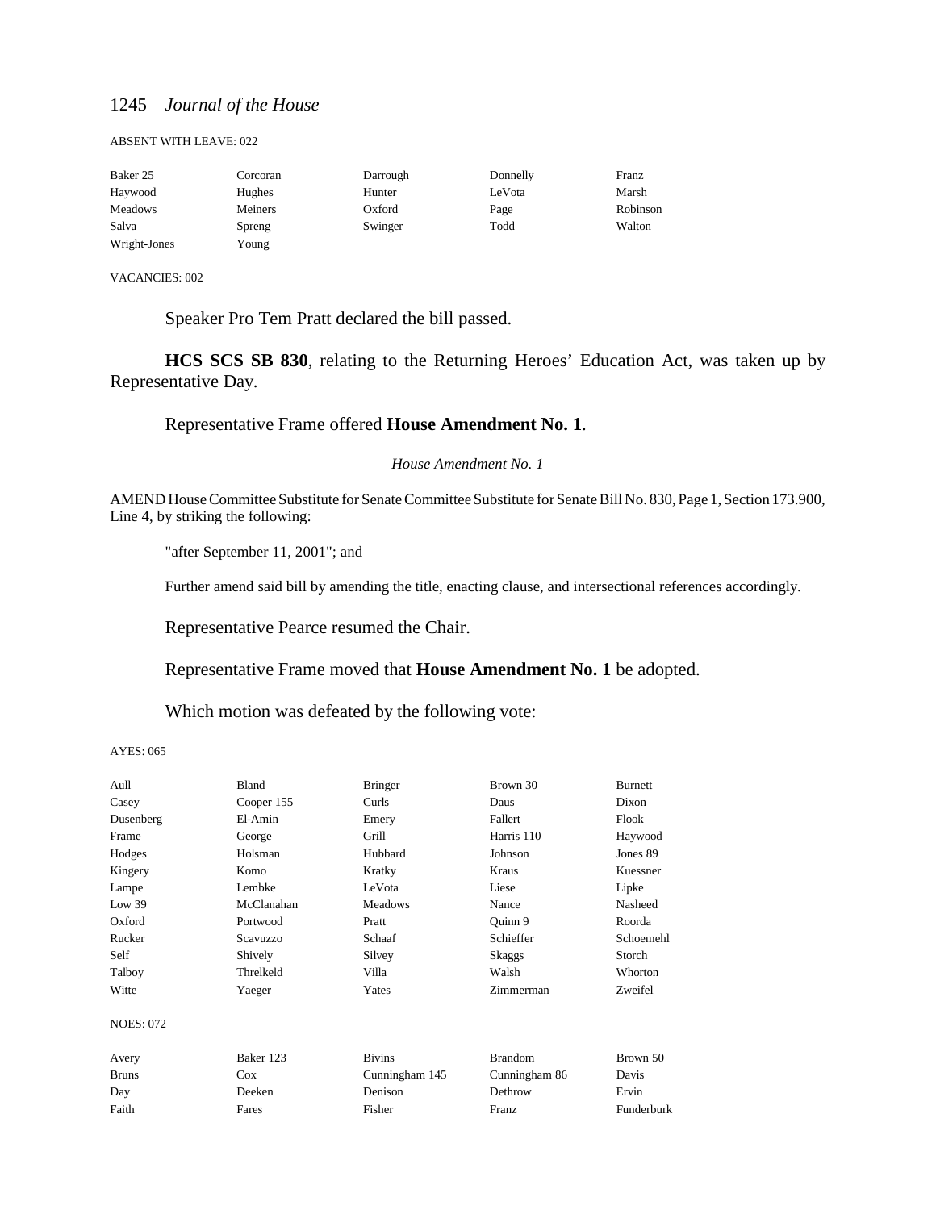ABSENT WITH LEAVE: 022

| | | | | |
|---|---|---|---|---|
| Baker 25 | Corcoran | Darrough | Donnelly | Franz |
| Haywood | Hughes | Hunter | LeVota | Marsh |
| Meadows | Meiners | Oxford | Page | Robinson |
| Salva | Spreng | Swinger | Todd | Walton |
| Wright-Jones | Young | | | |

VACANCIES: 002

Speaker Pro Tem Pratt declared the bill passed.

**HCS SCS SB 830**, relating to the Returning Heroes' Education Act, was taken up by Representative Day.

Representative Frame offered **House Amendment No. 1**.

*House Amendment No. 1*

AMEND House Committee Substitute for Senate Committee Substitute for Senate Bill No. 830, Page 1, Section 173.900, Line 4, by striking the following:

"after September 11, 2001"; and

Further amend said bill by amending the title, enacting clause, and intersectional references accordingly.

Representative Pearce resumed the Chair.

Representative Frame moved that **House Amendment No. 1** be adopted.

Which motion was defeated by the following vote:

AYES: 065

| | | | | |
|---|---|---|---|---|
| Aull | Bland | Bringer | Brown 30 | Burnett |
| Casey | Cooper 155 | Curls | Daus | Dixon |
| Dusenberg | El-Amin | Emery | Fallert | Flook |
| Frame | George | Grill | Harris 110 | Haywood |
| Hodges | Holsman | Hubbard | Johnson | Jones 89 |
| Kingery | Komo | Kratky | Kraus | Kuessner |
| Lampe | Lembke | LeVota | Liese | Lipke |
| Low 39 | McClanahan | Meadows | Nance | Nasheed |
| Oxford | Portwood | Pratt | Quinn 9 | Roorda |
| Rucker | Scavuzzo | Schaaf | Schieffer | Schoemehl |
| Self | Shively | Silvey | Skaggs | Storch |
| Talboy | Threlkeld | Villa | Walsh | Whorton |
| Witte | Yaeger | Yates | Zimmerman | Zweifel |

NOES: 072

| | | | | |
|---|---|---|---|---|
| Avery | Baker 123 | Bivins | Brandom | Brown 50 |
| Bruns | Cox | Cunningham 145 | Cunningham 86 | Davis |
| Day | Deeken | Denison | Dethrow | Ervin |
| Faith | Fares | Fisher | Franz | Funderburk |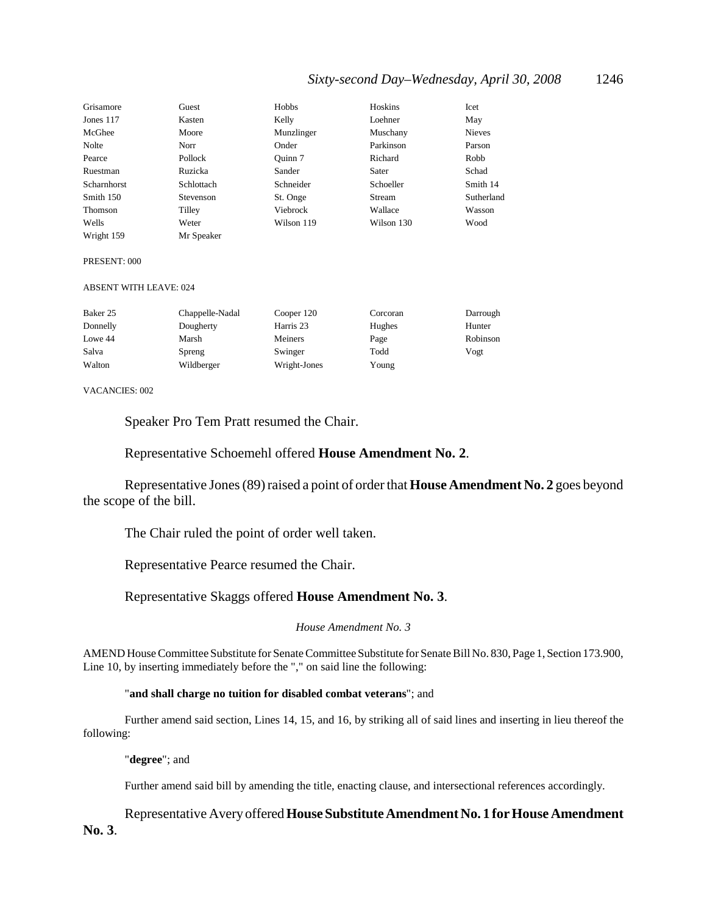| | | | | |
|---|---|---|---|---|
| Grisamore | Guest | Hobbs | Hoskins | Icet |
| Jones 117 | Kasten | Kelly | Loehner | May |
| McGhee | Moore | Munzlinger | Muschany | Nieves |
| Nolte | Norr | Onder | Parkinson | Parson |
| Pearce | Pollock | Quinn 7 | Richard | Robb |
| Ruestman | Ruzicka | Sander | Sater | Schad |
| Scharnhorst | Schlottach | Schneider | Schoeller | Smith 14 |
| Smith 150 | Stevenson | St. Onge | Stream | Sutherland |
| Thomson | Tilley | Viebrock | Wallace | Wasson |
| Wells | Weter | Wilson 119 | Wilson 130 | Wood |
| Wright 159 | Mr Speaker | | | |

PRESENT: 000

ABSENT WITH LEAVE: 024

| | | | | |
|---|---|---|---|---|
| Baker 25 | Chappelle-Nadal | Cooper 120 | Corcoran | Darrough |
| Donnelly | Dougherty | Harris 23 | Hughes | Hunter |
| Lowe 44 | Marsh | Meiners | Page | Robinson |
| Salva | Spreng | Swinger | Todd | Vogt |
| Walton | Wildberger | Wright-Jones | Young | |

VACANCIES: 002

Speaker Pro Tem Pratt resumed the Chair.

Representative Schoemehl offered **House Amendment No. 2**.

Representative Jones (89) raised a point of order that **House Amendment No. 2** goes beyond the scope of the bill.

The Chair ruled the point of order well taken.

Representative Pearce resumed the Chair.

Representative Skaggs offered **House Amendment No. 3**.

*House Amendment No. 3*

AMEND House Committee Substitute for Senate Committee Substitute for Senate Bill No. 830, Page 1, Section 173.900, Line 10, by inserting immediately before the "," on said line the following:

"**and shall charge no tuition for disabled combat veterans**"; and

Further amend said section, Lines 14, 15, and 16, by striking all of said lines and inserting in lieu thereof the following:

"**degree**"; and

Further amend said bill by amending the title, enacting clause, and intersectional references accordingly.

Representative Avery offered **House Substitute Amendment No. 1 for House Amendment No. 3**.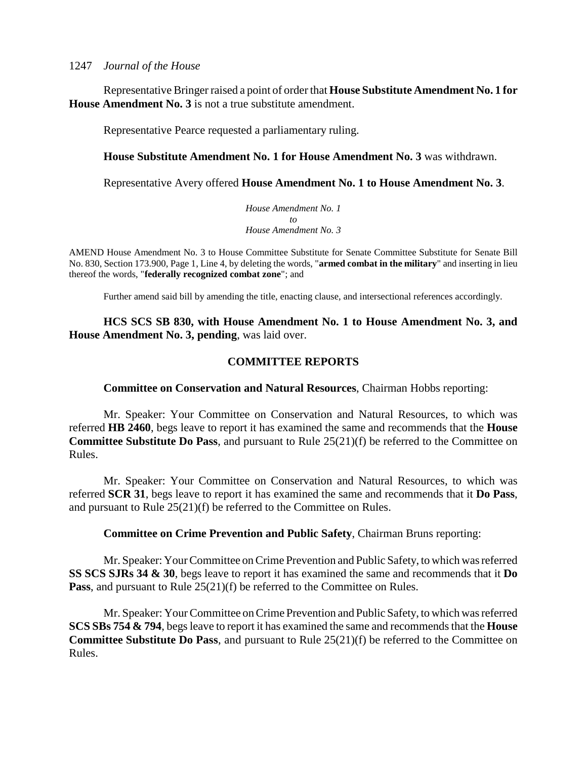Representative Bringer raised a point of order that **House Substitute Amendment No. 1 for House Amendment No. 3** is not a true substitute amendment.

Representative Pearce requested a parliamentary ruling.

**House Substitute Amendment No. 1 for House Amendment No. 3** was withdrawn.

Representative Avery offered **House Amendment No. 1 to House Amendment No. 3**.

*House Amendment No. 1*
*to*
*House Amendment No. 3*

AMEND House Amendment No. 3 to House Committee Substitute for Senate Committee Substitute for Senate Bill No. 830, Section 173.900, Page 1, Line 4, by deleting the words, "**armed combat in the military**" and inserting in lieu thereof the words, "**federally recognized combat zone**"; and

Further amend said bill by amending the title, enacting clause, and intersectional references accordingly.

**HCS SCS SB 830, with House Amendment No. 1 to House Amendment No. 3, and House Amendment No. 3, pending**, was laid over.

## COMMITTEE REPORTS

**Committee on Conservation and Natural Resources**, Chairman Hobbs reporting:

Mr. Speaker: Your Committee on Conservation and Natural Resources, to which was referred **HB 2460**, begs leave to report it has examined the same and recommends that the **House Committee Substitute Do Pass**, and pursuant to Rule 25(21)(f) be referred to the Committee on Rules.

Mr. Speaker: Your Committee on Conservation and Natural Resources, to which was referred **SCR 31**, begs leave to report it has examined the same and recommends that it **Do Pass**, and pursuant to Rule 25(21)(f) be referred to the Committee on Rules.

**Committee on Crime Prevention and Public Safety**, Chairman Bruns reporting:

Mr. Speaker: Your Committee on Crime Prevention and Public Safety, to which was referred **SS SCS SJRs 34 & 30**, begs leave to report it has examined the same and recommends that it **Do Pass**, and pursuant to Rule 25(21)(f) be referred to the Committee on Rules.

Mr. Speaker: Your Committee on Crime Prevention and Public Safety, to which was referred **SCS SBs 754 & 794**, begs leave to report it has examined the same and recommends that the **House Committee Substitute Do Pass**, and pursuant to Rule 25(21)(f) be referred to the Committee on Rules.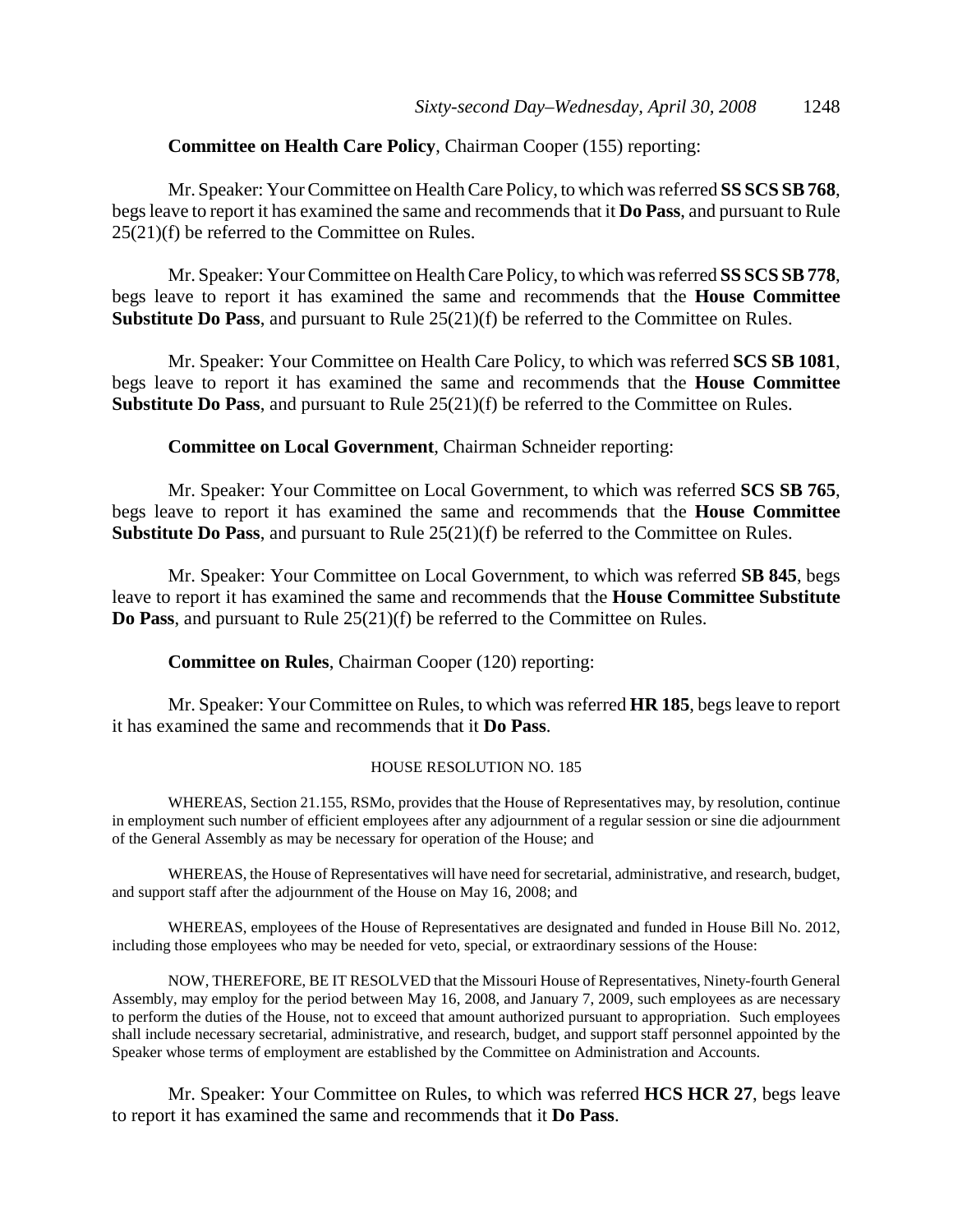**Committee on Health Care Policy**, Chairman Cooper (155) reporting:

Mr. Speaker: Your Committee on Health Care Policy, to which was referred **SS SCS SB 768**, begs leave to report it has examined the same and recommends that it **Do Pass**, and pursuant to Rule 25(21)(f) be referred to the Committee on Rules.

Mr. Speaker: Your Committee on Health Care Policy, to which was referred **SS SCS SB 778**, begs leave to report it has examined the same and recommends that the **House Committee Substitute Do Pass**, and pursuant to Rule 25(21)(f) be referred to the Committee on Rules.

Mr. Speaker: Your Committee on Health Care Policy, to which was referred **SCS SB 1081**, begs leave to report it has examined the same and recommends that the **House Committee Substitute Do Pass**, and pursuant to Rule 25(21)(f) be referred to the Committee on Rules.

**Committee on Local Government**, Chairman Schneider reporting:

Mr. Speaker: Your Committee on Local Government, to which was referred **SCS SB 765**, begs leave to report it has examined the same and recommends that the **House Committee Substitute Do Pass**, and pursuant to Rule 25(21)(f) be referred to the Committee on Rules.

Mr. Speaker: Your Committee on Local Government, to which was referred **SB 845**, begs leave to report it has examined the same and recommends that the **House Committee Substitute Do Pass**, and pursuant to Rule 25(21)(f) be referred to the Committee on Rules.

**Committee on Rules**, Chairman Cooper (120) reporting:

Mr. Speaker: Your Committee on Rules, to which was referred **HR 185**, begs leave to report it has examined the same and recommends that it **Do Pass**.

HOUSE RESOLUTION NO. 185

WHEREAS, Section 21.155, RSMo, provides that the House of Representatives may, by resolution, continue in employment such number of efficient employees after any adjournment of a regular session or sine die adjournment of the General Assembly as may be necessary for operation of the House; and

WHEREAS, the House of Representatives will have need for secretarial, administrative, and research, budget, and support staff after the adjournment of the House on May 16, 2008; and

WHEREAS, employees of the House of Representatives are designated and funded in House Bill No. 2012, including those employees who may be needed for veto, special, or extraordinary sessions of the House:

NOW, THEREFORE, BE IT RESOLVED that the Missouri House of Representatives, Ninety-fourth General Assembly, may employ for the period between May 16, 2008, and January 7, 2009, such employees as are necessary to perform the duties of the House, not to exceed that amount authorized pursuant to appropriation. Such employees shall include necessary secretarial, administrative, and research, budget, and support staff personnel appointed by the Speaker whose terms of employment are established by the Committee on Administration and Accounts.

Mr. Speaker: Your Committee on Rules, to which was referred **HCS HCR 27**, begs leave to report it has examined the same and recommends that it **Do Pass**.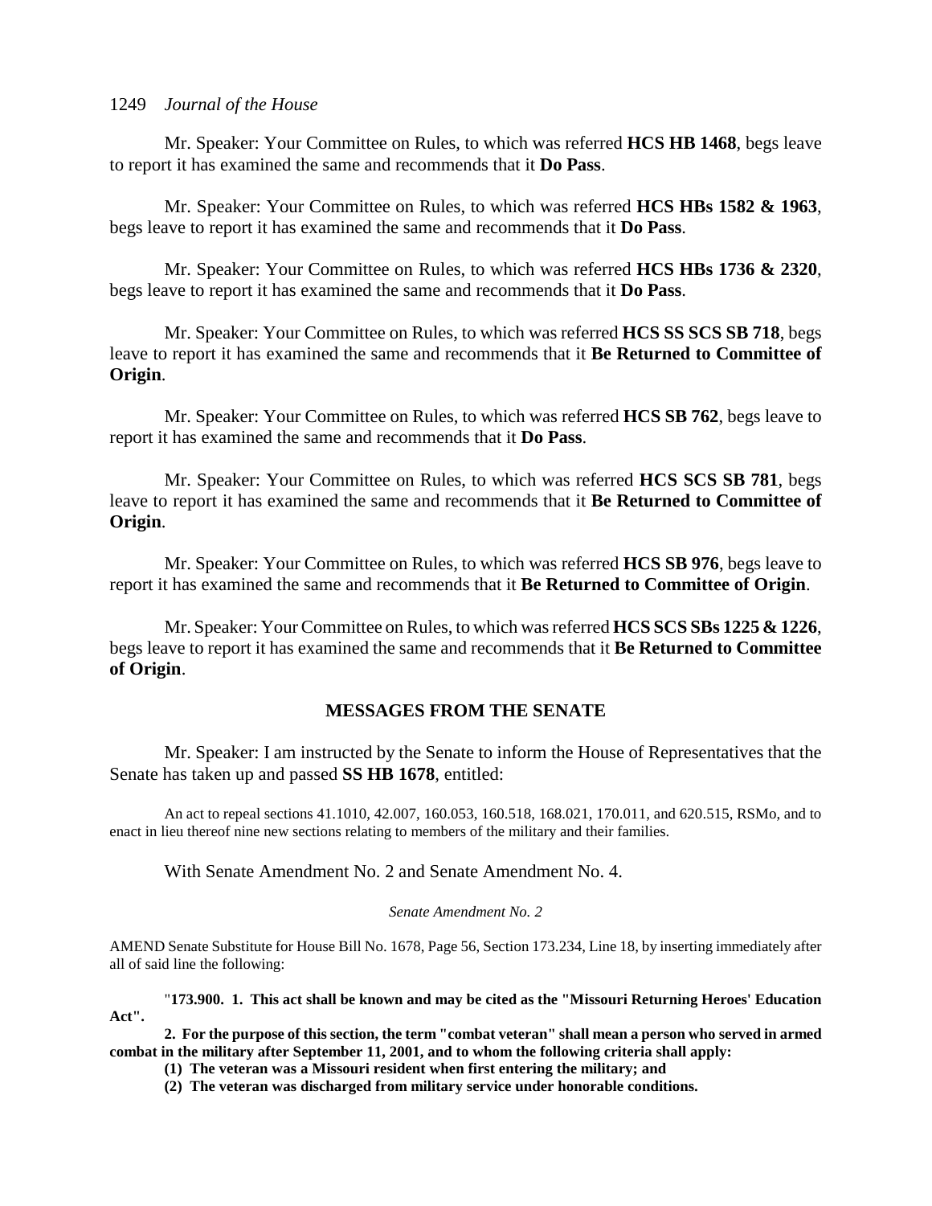Mr. Speaker: Your Committee on Rules, to which was referred **HCS HB 1468**, begs leave to report it has examined the same and recommends that it **Do Pass**.

Mr. Speaker: Your Committee on Rules, to which was referred **HCS HBs 1582 & 1963**, begs leave to report it has examined the same and recommends that it **Do Pass**.

Mr. Speaker: Your Committee on Rules, to which was referred **HCS HBs 1736 & 2320**, begs leave to report it has examined the same and recommends that it **Do Pass**.

Mr. Speaker: Your Committee on Rules, to which was referred **HCS SS SCS SB 718**, begs leave to report it has examined the same and recommends that it **Be Returned to Committee of Origin**.

Mr. Speaker: Your Committee on Rules, to which was referred **HCS SB 762**, begs leave to report it has examined the same and recommends that it **Do Pass**.

Mr. Speaker: Your Committee on Rules, to which was referred **HCS SCS SB 781**, begs leave to report it has examined the same and recommends that it **Be Returned to Committee of Origin**.

Mr. Speaker: Your Committee on Rules, to which was referred **HCS SB 976**, begs leave to report it has examined the same and recommends that it **Be Returned to Committee of Origin**.

Mr. Speaker: Your Committee on Rules, to which was referred **HCS SCS SBs 1225 & 1226**, begs leave to report it has examined the same and recommends that it **Be Returned to Committee of Origin**.

## MESSAGES FROM THE SENATE

Mr. Speaker: I am instructed by the Senate to inform the House of Representatives that the Senate has taken up and passed **SS HB 1678**, entitled:

An act to repeal sections 41.1010, 42.007, 160.053, 160.518, 168.021, 170.011, and 620.515, RSMo, and to enact in lieu thereof nine new sections relating to members of the military and their families.

With Senate Amendment No. 2 and Senate Amendment No. 4.

*Senate Amendment No. 2*

AMEND Senate Substitute for House Bill No. 1678, Page 56, Section 173.234, Line 18, by inserting immediately after all of said line the following:

"**173.900. 1. This act shall be known and may be cited as the "Missouri Returning Heroes' Education Act".**

**2. For the purpose of this section, the term "combat veteran" shall mean a person who served in armed combat in the military after September 11, 2001, and to whom the following criteria shall apply:**

**(1) The veteran was a Missouri resident when first entering the military; and**

**(2) The veteran was discharged from military service under honorable conditions.**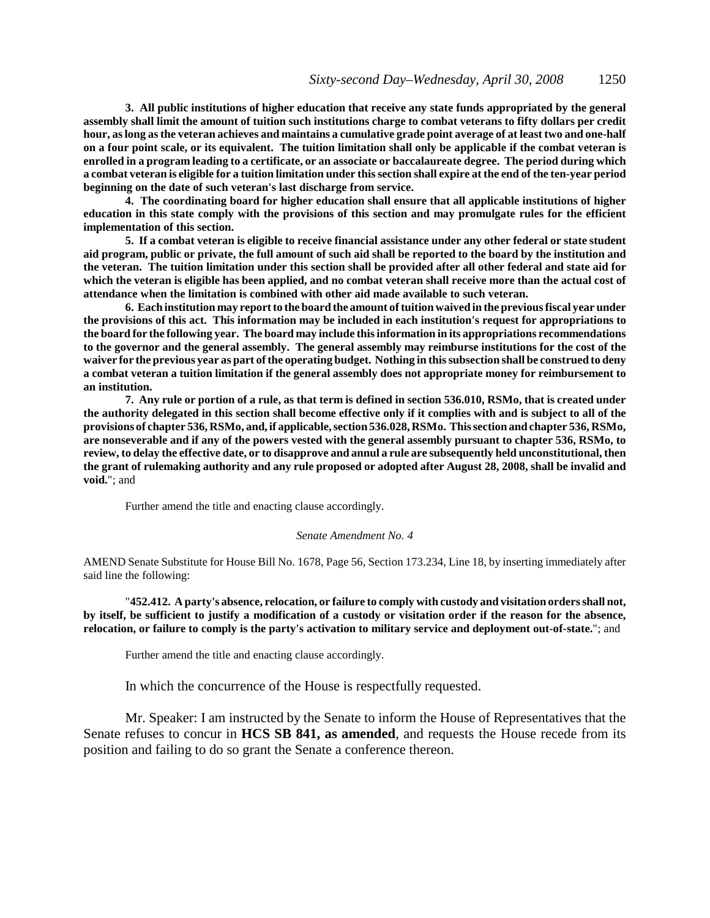**3. All public institutions of higher education that receive any state funds appropriated by the general assembly shall limit the amount of tuition such institutions charge to combat veterans to fifty dollars per credit hour, as long as the veteran achieves and maintains a cumulative grade point average of at least two and one-half on a four point scale, or its equivalent. The tuition limitation shall only be applicable if the combat veteran is enrolled in a program leading to a certificate, or an associate or baccalaureate degree. The period during which a combat veteran is eligible for a tuition limitation under this section shall expire at the end of the ten-year period beginning on the date of such veteran's last discharge from service.**

**4. The coordinating board for higher education shall ensure that all applicable institutions of higher education in this state comply with the provisions of this section and may promulgate rules for the efficient implementation of this section.**

**5. If a combat veteran is eligible to receive financial assistance under any other federal or state student aid program, public or private, the full amount of such aid shall be reported to the board by the institution and the veteran. The tuition limitation under this section shall be provided after all other federal and state aid for which the veteran is eligible has been applied, and no combat veteran shall receive more than the actual cost of attendance when the limitation is combined with other aid made available to such veteran.**

**6. Each institution may report to the board the amount of tuition waived in the previous fiscal year under the provisions of this act. This information may be included in each institution's request for appropriations to the board for the following year. The board may include this information in its appropriations recommendations to the governor and the general assembly. The general assembly may reimburse institutions for the cost of the waiver for the previous year as part of the operating budget. Nothing in this subsection shall be construed to deny a combat veteran a tuition limitation if the general assembly does not appropriate money for reimbursement to an institution.**

**7. Any rule or portion of a rule, as that term is defined in section 536.010, RSMo, that is created under the authority delegated in this section shall become effective only if it complies with and is subject to all of the provisions of chapter 536, RSMo, and, if applicable, section 536.028, RSMo. This section and chapter 536, RSMo, are nonseverable and if any of the powers vested with the general assembly pursuant to chapter 536, RSMo, to review, to delay the effective date, or to disapprove and annul a rule are subsequently held unconstitutional, then the grant of rulemaking authority and any rule proposed or adopted after August 28, 2008, shall be invalid and void.**"; and

Further amend the title and enacting clause accordingly.

*Senate Amendment No. 4*

AMEND Senate Substitute for House Bill No. 1678, Page 56, Section 173.234, Line 18, by inserting immediately after said line the following:

"**452.412. A party's absence, relocation, or failure to comply with custody and visitation orders shall not, by itself, be sufficient to justify a modification of a custody or visitation order if the reason for the absence, relocation, or failure to comply is the party's activation to military service and deployment out-of-state.**"; and

Further amend the title and enacting clause accordingly.

In which the concurrence of the House is respectfully requested.

Mr. Speaker: I am instructed by the Senate to inform the House of Representatives that the Senate refuses to concur in **HCS SB 841, as amended**, and requests the House recede from its position and failing to do so grant the Senate a conference thereon.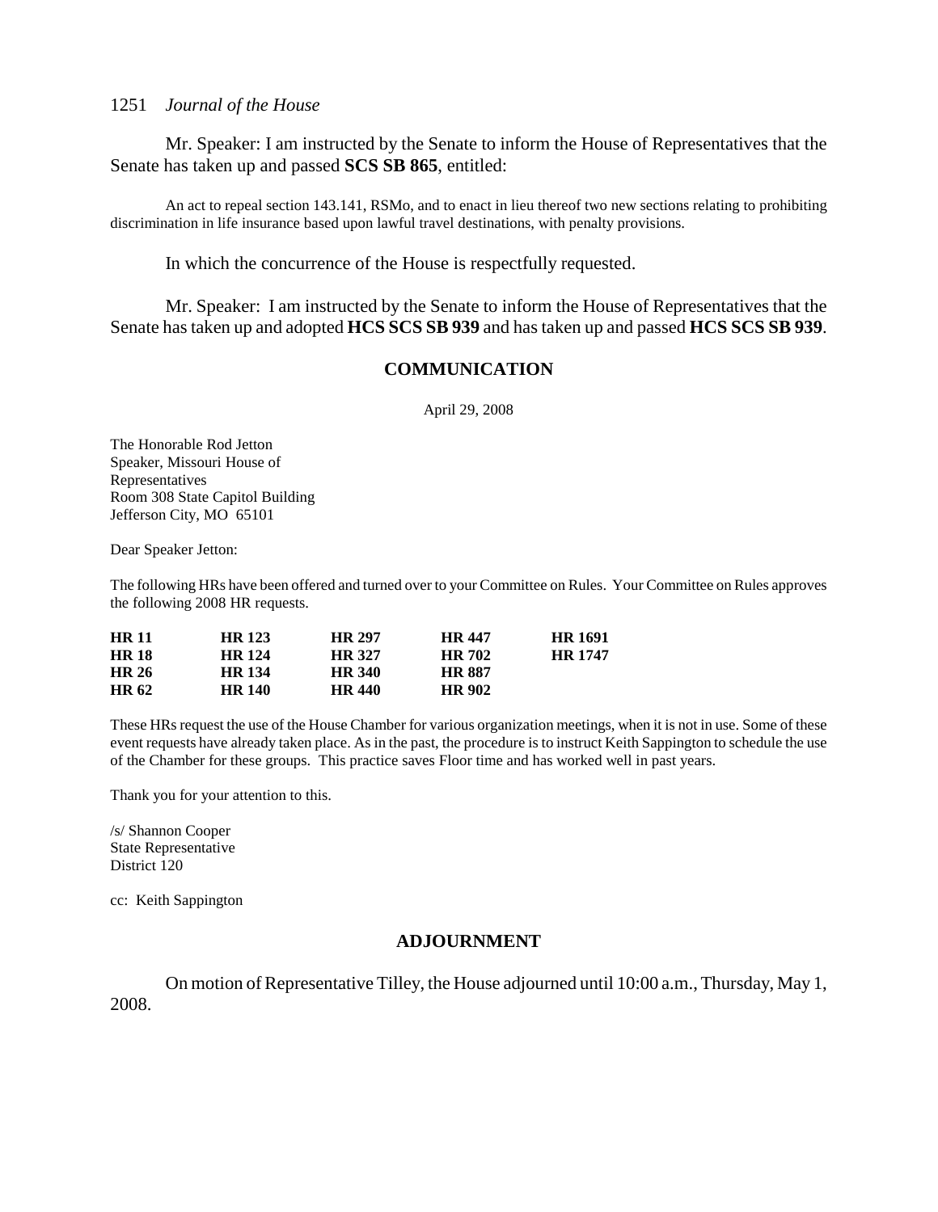Mr. Speaker: I am instructed by the Senate to inform the House of Representatives that the Senate has taken up and passed **SCS SB 865**, entitled:

An act to repeal section 143.141, RSMo, and to enact in lieu thereof two new sections relating to prohibiting discrimination in life insurance based upon lawful travel destinations, with penalty provisions.

In which the concurrence of the House is respectfully requested.

Mr. Speaker: I am instructed by the Senate to inform the House of Representatives that the Senate has taken up and adopted **HCS SCS SB 939** and has taken up and passed **HCS SCS SB 939**.

## COMMUNICATION

April 29, 2008

The Honorable Rod Jetton
Speaker, Missouri House of
Representatives
Room 308 State Capitol Building
Jefferson City, MO 65101

Dear Speaker Jetton:

The following HRs have been offered and turned over to your Committee on Rules. Your Committee on Rules approves the following 2008 HR requests.

| | | | | |
|---|---|---|---|---|
| **HR 11** | **HR 123** | **HR 297** | **HR 447** | **HR 1691** |
| **HR 18** | **HR 124** | **HR 327** | **HR 702** | **HR 1747** |
| **HR 26** | **HR 134** | **HR 340** | **HR 887** | |
| **HR 62** | **HR 140** | **HR 440** | **HR 902** | |

These HRs request the use of the House Chamber for various organization meetings, when it is not in use. Some of these event requests have already taken place. As in the past, the procedure is to instruct Keith Sappington to schedule the use of the Chamber for these groups. This practice saves Floor time and has worked well in past years.

Thank you for your attention to this.

/s/ Shannon Cooper
State Representative
District 120

cc: Keith Sappington

## ADJOURNMENT

On motion of Representative Tilley, the House adjourned until 10:00 a.m., Thursday, May 1, 2008.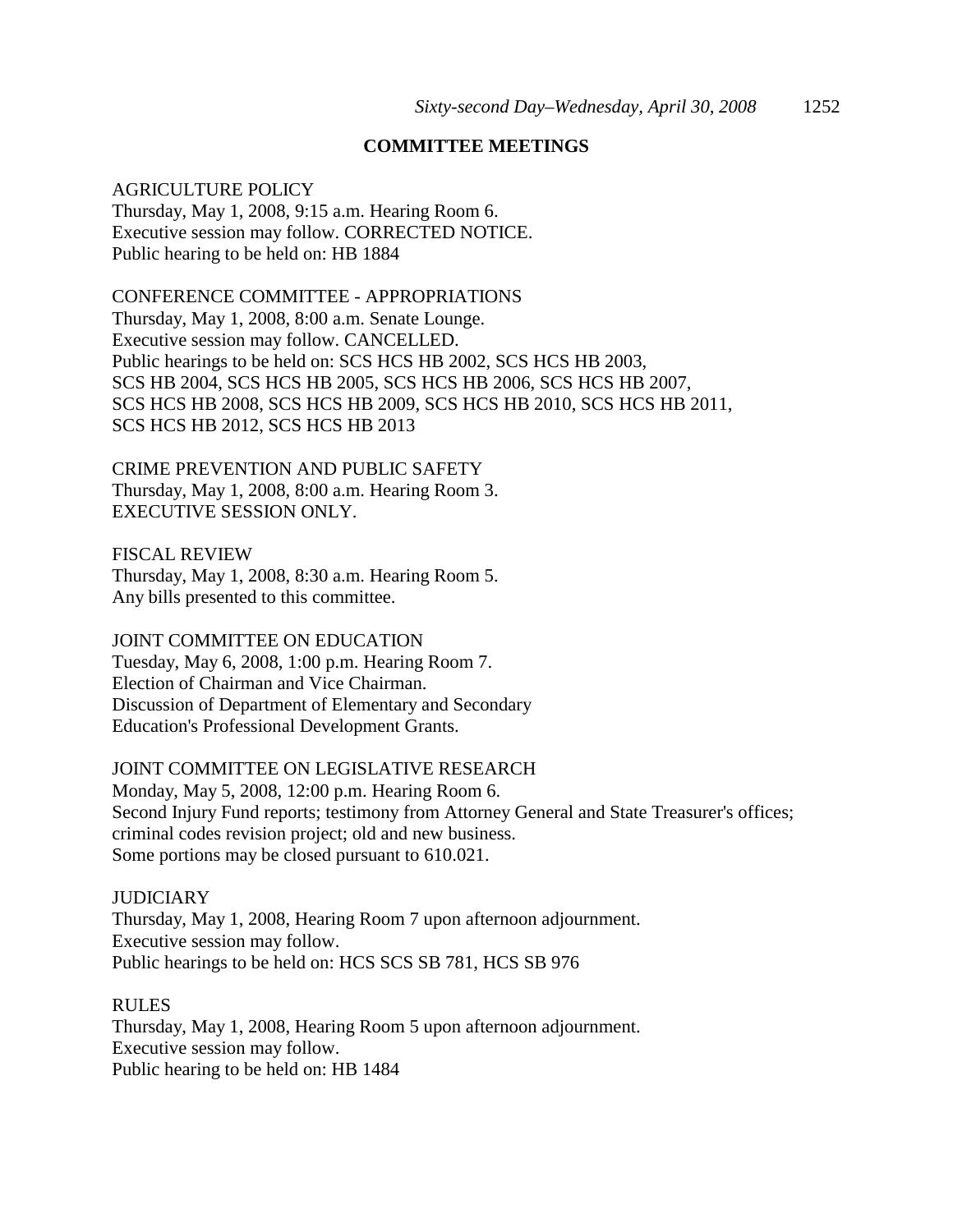## COMMITTEE MEETINGS

AGRICULTURE POLICY
Thursday, May 1, 2008, 9:15 a.m. Hearing Room 6.
Executive session may follow. CORRECTED NOTICE.
Public hearing to be held on: HB 1884

CONFERENCE COMMITTEE - APPROPRIATIONS
Thursday, May 1, 2008, 8:00 a.m. Senate Lounge.
Executive session may follow. CANCELLED.
Public hearings to be held on: SCS HCS HB 2002, SCS HCS HB 2003, SCS HB 2004, SCS HCS HB 2005, SCS HCS HB 2006, SCS HCS HB 2007, SCS HCS HB 2008, SCS HCS HB 2009, SCS HCS HB 2010, SCS HCS HB 2011, SCS HCS HB 2012, SCS HCS HB 2013

CRIME PREVENTION AND PUBLIC SAFETY
Thursday, May 1, 2008, 8:00 a.m. Hearing Room 3.
EXECUTIVE SESSION ONLY.

FISCAL REVIEW
Thursday, May 1, 2008, 8:30 a.m. Hearing Room 5.
Any bills presented to this committee.

JOINT COMMITTEE ON EDUCATION
Tuesday, May 6, 2008, 1:00 p.m. Hearing Room 7.
Election of Chairman and Vice Chairman.
Discussion of Department of Elementary and Secondary Education's Professional Development Grants.

JOINT COMMITTEE ON LEGISLATIVE RESEARCH
Monday, May 5, 2008, 12:00 p.m. Hearing Room 6.
Second Injury Fund reports; testimony from Attorney General and State Treasurer's offices; criminal codes revision project; old and new business.
Some portions may be closed pursuant to 610.021.

JUDICIARY
Thursday, May 1, 2008, Hearing Room 7 upon afternoon adjournment.
Executive session may follow.
Public hearings to be held on: HCS SCS SB 781, HCS SB 976

RULES
Thursday, May 1, 2008, Hearing Room 5 upon afternoon adjournment.
Executive session may follow.
Public hearing to be held on: HB 1484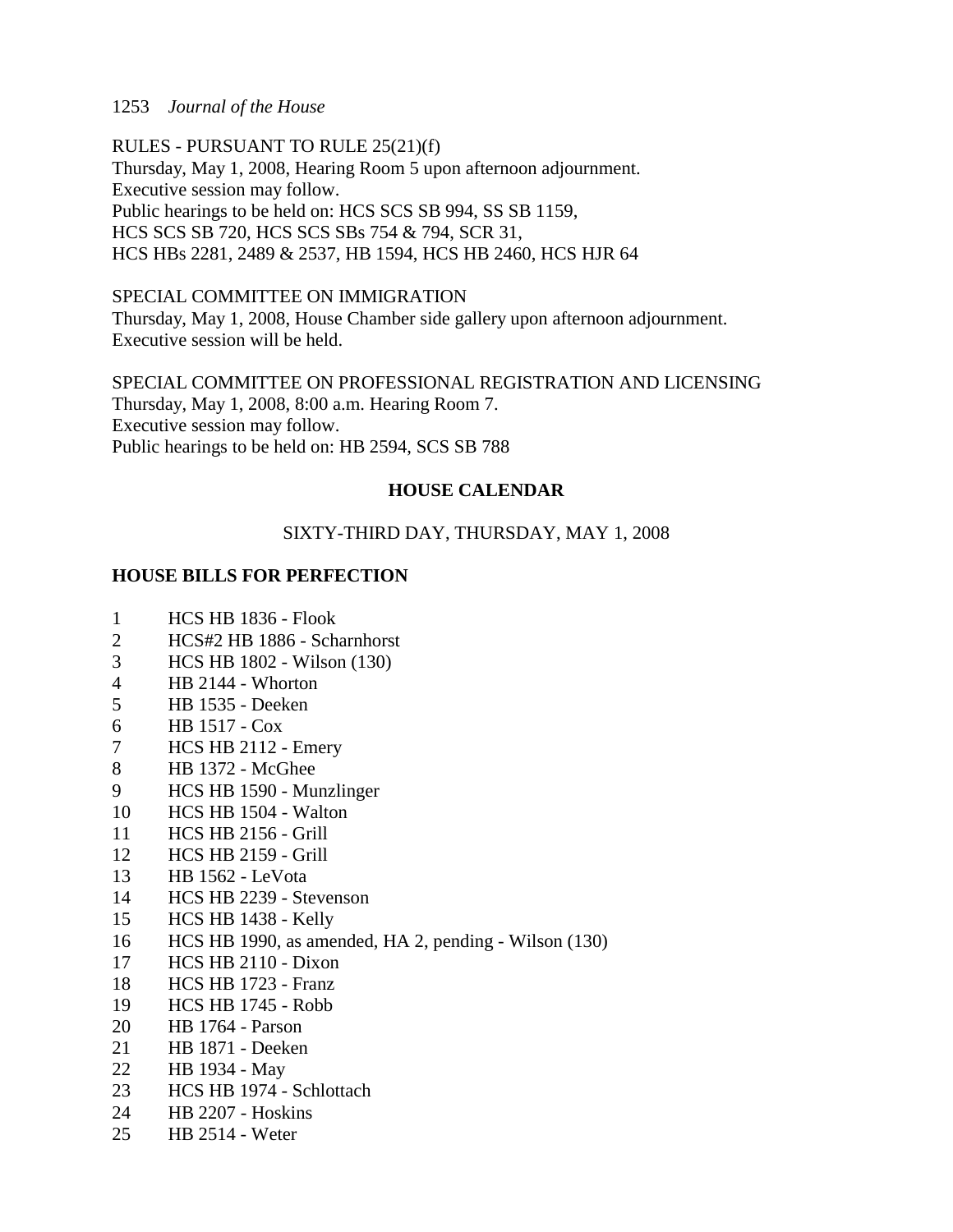RULES - PURSUANT TO RULE 25(21)(f)
Thursday, May 1, 2008, Hearing Room 5 upon afternoon adjournment.
Executive session may follow.
Public hearings to be held on: HCS SCS SB 994, SS SB 1159,
HCS SCS SB 720, HCS SCS SBs 754 & 794, SCR 31,
HCS HBs 2281, 2489 & 2537, HB 1594, HCS HB 2460, HCS HJR 64

SPECIAL COMMITTEE ON IMMIGRATION
Thursday, May 1, 2008, House Chamber side gallery upon afternoon adjournment.
Executive session will be held.

SPECIAL COMMITTEE ON PROFESSIONAL REGISTRATION AND LICENSING
Thursday, May 1, 2008, 8:00 a.m. Hearing Room 7.
Executive session may follow.
Public hearings to be held on: HB 2594, SCS SB 788

## HOUSE CALENDAR

SIXTY-THIRD DAY, THURSDAY, MAY 1, 2008

### HOUSE BILLS FOR PERFECTION

1 HCS HB 1836 - Flook
2 HCS#2 HB 1886 - Scharnhorst
3 HCS HB 1802 - Wilson (130)
4 HB 2144 - Whorton
5 HB 1535 - Deeken
6 HB 1517 - Cox
7 HCS HB 2112 - Emery
8 HB 1372 - McGhee
9 HCS HB 1590 - Munzlinger
10 HCS HB 1504 - Walton
11 HCS HB 2156 - Grill
12 HCS HB 2159 - Grill
13 HB 1562 - LeVota
14 HCS HB 2239 - Stevenson
15 HCS HB 1438 - Kelly
16 HCS HB 1990, as amended, HA 2, pending - Wilson (130)
17 HCS HB 2110 - Dixon
18 HCS HB 1723 - Franz
19 HCS HB 1745 - Robb
20 HB 1764 - Parson
21 HB 1871 - Deeken
22 HB 1934 - May
23 HCS HB 1974 - Schlottach
24 HB 2207 - Hoskins
25 HB 2514 - Weter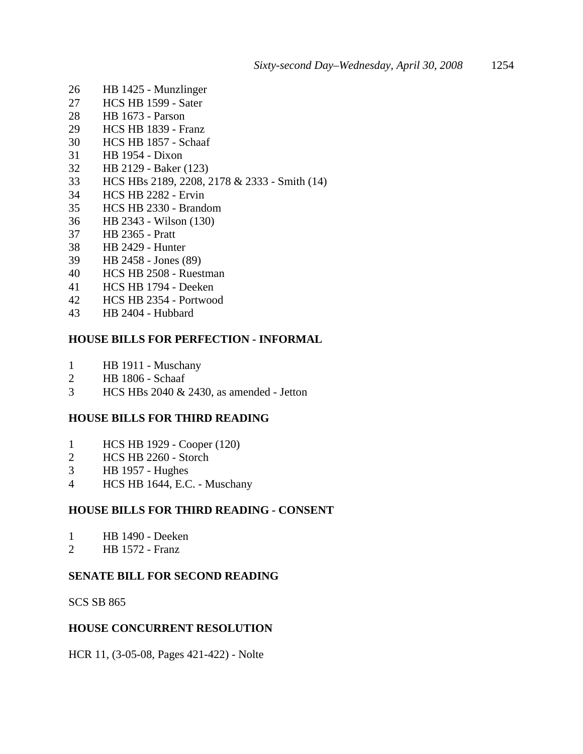26 HB 1425 - Munzlinger
27 HCS HB 1599 - Sater
28 HB 1673 - Parson
29 HCS HB 1839 - Franz
30 HCS HB 1857 - Schaaf
31 HB 1954 - Dixon
32 HB 2129 - Baker (123)
33 HCS HBs 2189, 2208, 2178 & 2333 - Smith (14)
34 HCS HB 2282 - Ervin
35 HCS HB 2330 - Brandom
36 HB 2343 - Wilson (130)
37 HB 2365 - Pratt
38 HB 2429 - Hunter
39 HB 2458 - Jones (89)
40 HCS HB 2508 - Ruestman
41 HCS HB 1794 - Deeken
42 HCS HB 2354 - Portwood
43 HB 2404 - Hubbard

**HOUSE BILLS FOR PERFECTION - INFORMAL**

1 HB 1911 - Muschany
2 HB 1806 - Schaaf
3 HCS HBs 2040 & 2430, as amended - Jetton

**HOUSE BILLS FOR THIRD READING**

1 HCS HB 1929 - Cooper (120)
2 HCS HB 2260 - Storch
3 HB 1957 - Hughes
4 HCS HB 1644, E.C. - Muschany

**HOUSE BILLS FOR THIRD READING - CONSENT**

1 HB 1490 - Deeken
2 HB 1572 - Franz

**SENATE BILL FOR SECOND READING**

SCS SB 865

**HOUSE CONCURRENT RESOLUTION**

HCR 11, (3-05-08, Pages 421-422) - Nolte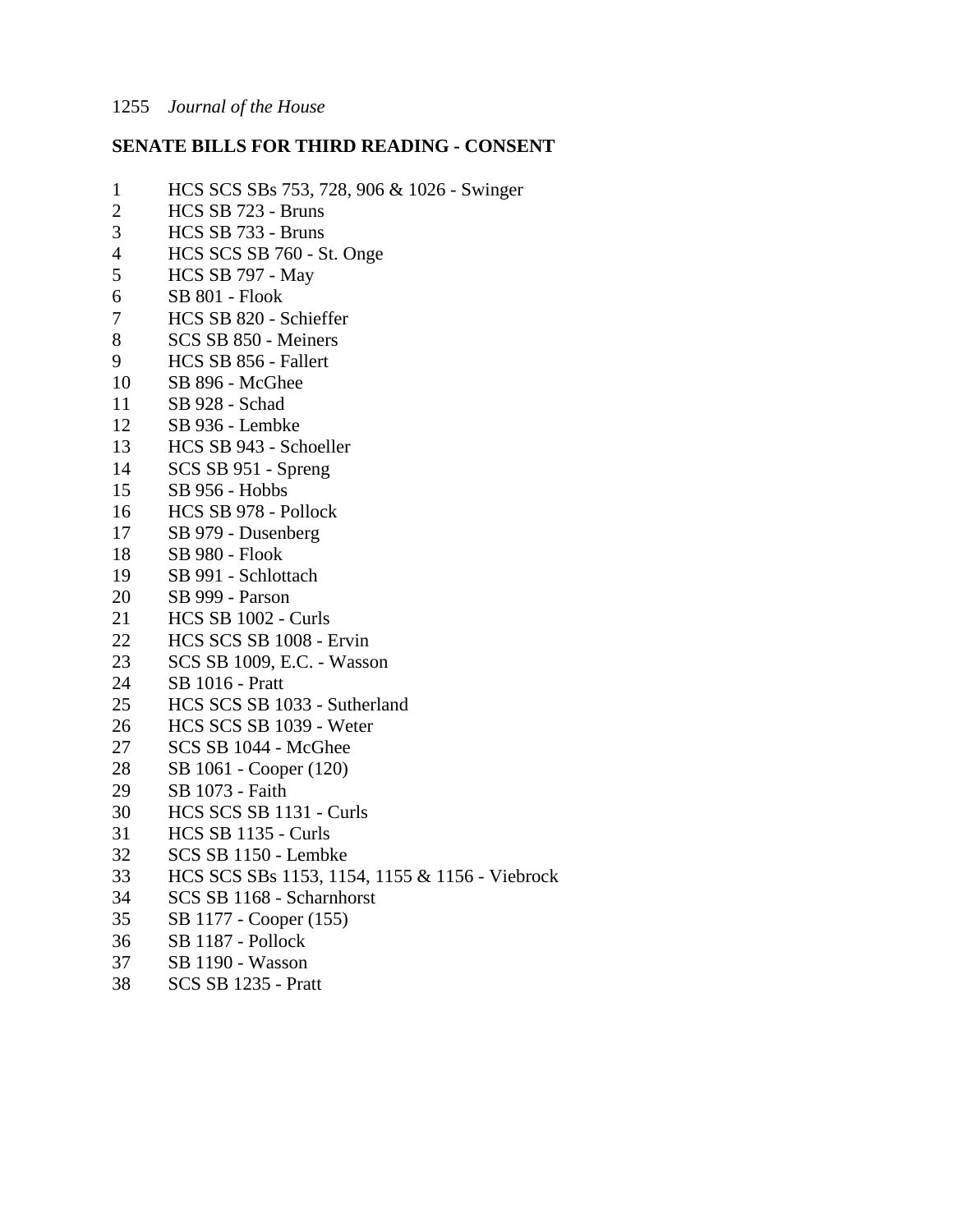**SENATE BILLS FOR THIRD READING - CONSENT**

1 HCS SCS SBs 753, 728, 906 & 1026 - Swinger
2 HCS SB 723 - Bruns
3 HCS SB 733 - Bruns
4 HCS SCS SB 760 - St. Onge
5 HCS SB 797 - May
6 SB 801 - Flook
7 HCS SB 820 - Schieffer
8 SCS SB 850 - Meiners
9 HCS SB 856 - Fallert
10 SB 896 - McGhee
11 SB 928 - Schad
12 SB 936 - Lembke
13 HCS SB 943 - Schoeller
14 SCS SB 951 - Spreng
15 SB 956 - Hobbs
16 HCS SB 978 - Pollock
17 SB 979 - Dusenberg
18 SB 980 - Flook
19 SB 991 - Schlottach
20 SB 999 - Parson
21 HCS SB 1002 - Curls
22 HCS SCS SB 1008 - Ervin
23 SCS SB 1009, E.C. - Wasson
24 SB 1016 - Pratt
25 HCS SCS SB 1033 - Sutherland
26 HCS SCS SB 1039 - Weter
27 SCS SB 1044 - McGhee
28 SB 1061 - Cooper (120)
29 SB 1073 - Faith
30 HCS SCS SB 1131 - Curls
31 HCS SB 1135 - Curls
32 SCS SB 1150 - Lembke
33 HCS SCS SBs 1153, 1154, 1155 & 1156 - Viebrock
34 SCS SB 1168 - Scharnhorst
35 SB 1177 - Cooper (155)
36 SB 1187 - Pollock
37 SB 1190 - Wasson
38 SCS SB 1235 - Pratt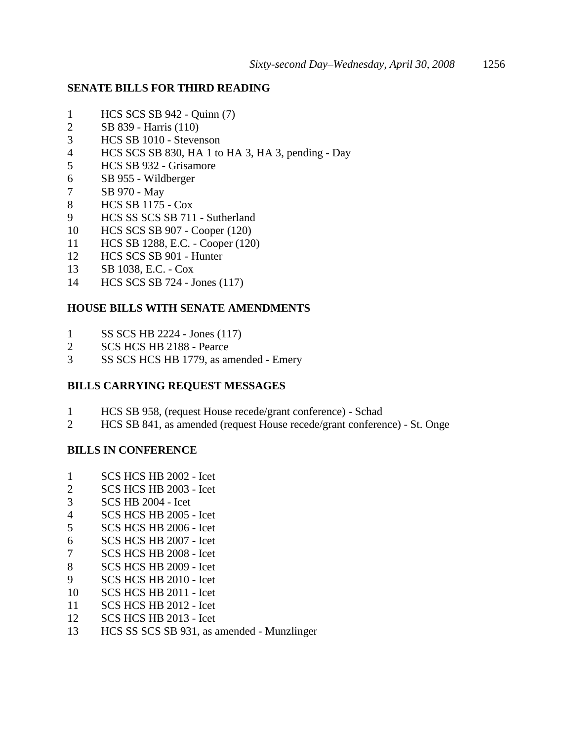**SENATE BILLS FOR THIRD READING**

1 HCS SCS SB 942 - Quinn (7)
2 SB 839 - Harris (110)
3 HCS SB 1010 - Stevenson
4 HCS SCS SB 830, HA 1 to HA 3, HA 3, pending - Day
5 HCS SB 932 - Grisamore
6 SB 955 - Wildberger
7 SB 970 - May
8 HCS SB 1175 - Cox
9 HCS SS SCS SB 711 - Sutherland
10 HCS SCS SB 907 - Cooper (120)
11 HCS SB 1288, E.C. - Cooper (120)
12 HCS SCS SB 901 - Hunter
13 SB 1038, E.C. - Cox
14 HCS SCS SB 724 - Jones (117)

**HOUSE BILLS WITH SENATE AMENDMENTS**

1 SS SCS HB 2224 - Jones (117)
2 SCS HCS HB 2188 - Pearce
3 SS SCS HCS HB 1779, as amended - Emery

**BILLS CARRYING REQUEST MESSAGES**

1 HCS SB 958, (request House recede/grant conference) - Schad
2 HCS SB 841, as amended (request House recede/grant conference) - St. Onge

**BILLS IN CONFERENCE**

1 SCS HCS HB 2002 - Icet
2 SCS HCS HB 2003 - Icet
3 SCS HB 2004 - Icet
4 SCS HCS HB 2005 - Icet
5 SCS HCS HB 2006 - Icet
6 SCS HCS HB 2007 - Icet
7 SCS HCS HB 2008 - Icet
8 SCS HCS HB 2009 - Icet
9 SCS HCS HB 2010 - Icet
10 SCS HCS HB 2011 - Icet
11 SCS HCS HB 2012 - Icet
12 SCS HCS HB 2013 - Icet
13 HCS SS SCS SB 931, as amended - Munzlinger